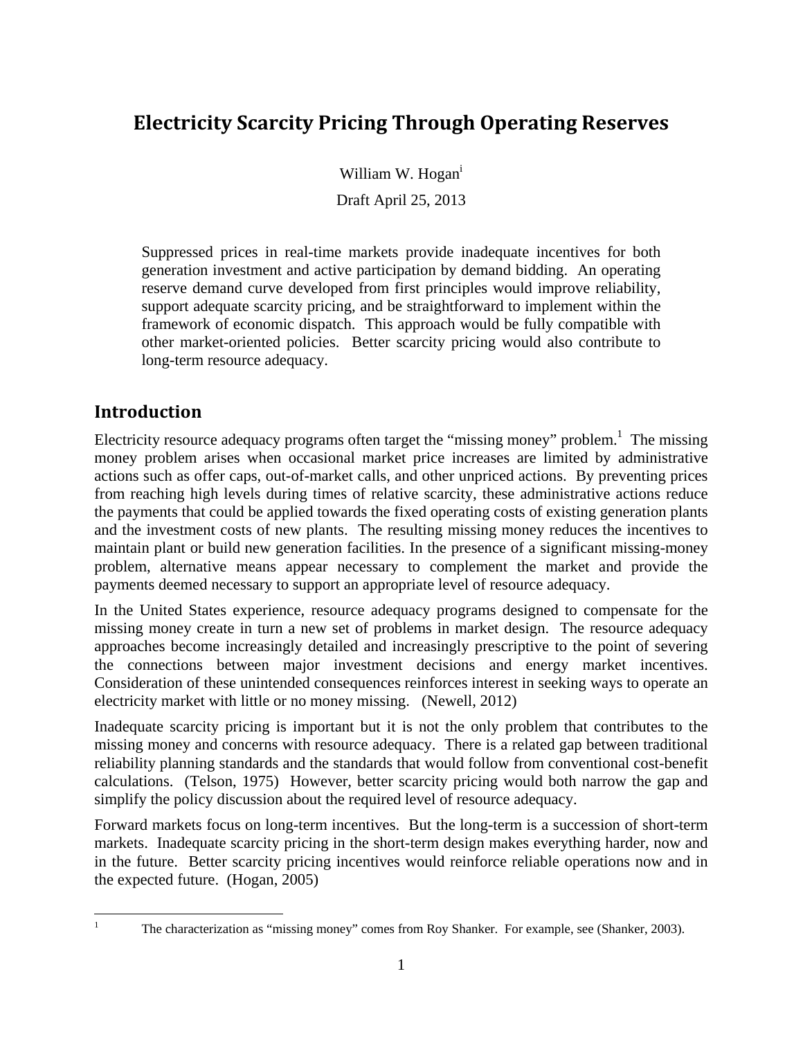# Electricity Scarcity Pricing Through Operating Reserves

William W. Hogan[i]

Draft April 25, 2013

> Suppressed prices in real-time markets provide inadequate incentives for both generation investment and active participation by demand bidding. An operating reserve demand curve developed from first principles would improve reliability, support adequate scarcity pricing, and be straightforward to implement within the framework of economic dispatch. This approach would be fully compatible with other market-oriented policies. Better scarcity pricing would also contribute to long-term resource adequacy.

## Introduction

Electricity resource adequacy programs often target the "missing money" problem.[1] The missing money problem arises when occasional market price increases are limited by administrative actions such as offer caps, out-of-market calls, and other unpriced actions. By preventing prices from reaching high levels during times of relative scarcity, these administrative actions reduce the payments that could be applied towards the fixed operating costs of existing generation plants and the investment costs of new plants. The resulting missing money reduces the incentives to maintain plant or build new generation facilities. In the presence of a significant missing-money problem, alternative means appear necessary to complement the market and provide the payments deemed necessary to support an appropriate level of resource adequacy.

In the United States experience, resource adequacy programs designed to compensate for the missing money create in turn a new set of problems in market design. The resource adequacy approaches become increasingly detailed and increasingly prescriptive to the point of severing the connections between major investment decisions and energy market incentives. Consideration of these unintended consequences reinforces interest in seeking ways to operate an electricity market with little or no money missing. (Newell, 2012)

Inadequate scarcity pricing is important but it is not the only problem that contributes to the missing money and concerns with resource adequacy. There is a related gap between traditional reliability planning standards and the standards that would follow from conventional cost-benefit calculations. (Telson, 1975) However, better scarcity pricing would both narrow the gap and simplify the policy discussion about the required level of resource adequacy.

Forward markets focus on long-term incentives. But the long-term is a succession of short-term markets. Inadequate scarcity pricing in the short-term design makes everything harder, now and in the future. Better scarcity pricing incentives would reinforce reliable operations now and in the expected future. (Hogan, 2005)

[1] The characterization as "missing money" comes from Roy Shanker. For example, see (Shanker, 2003).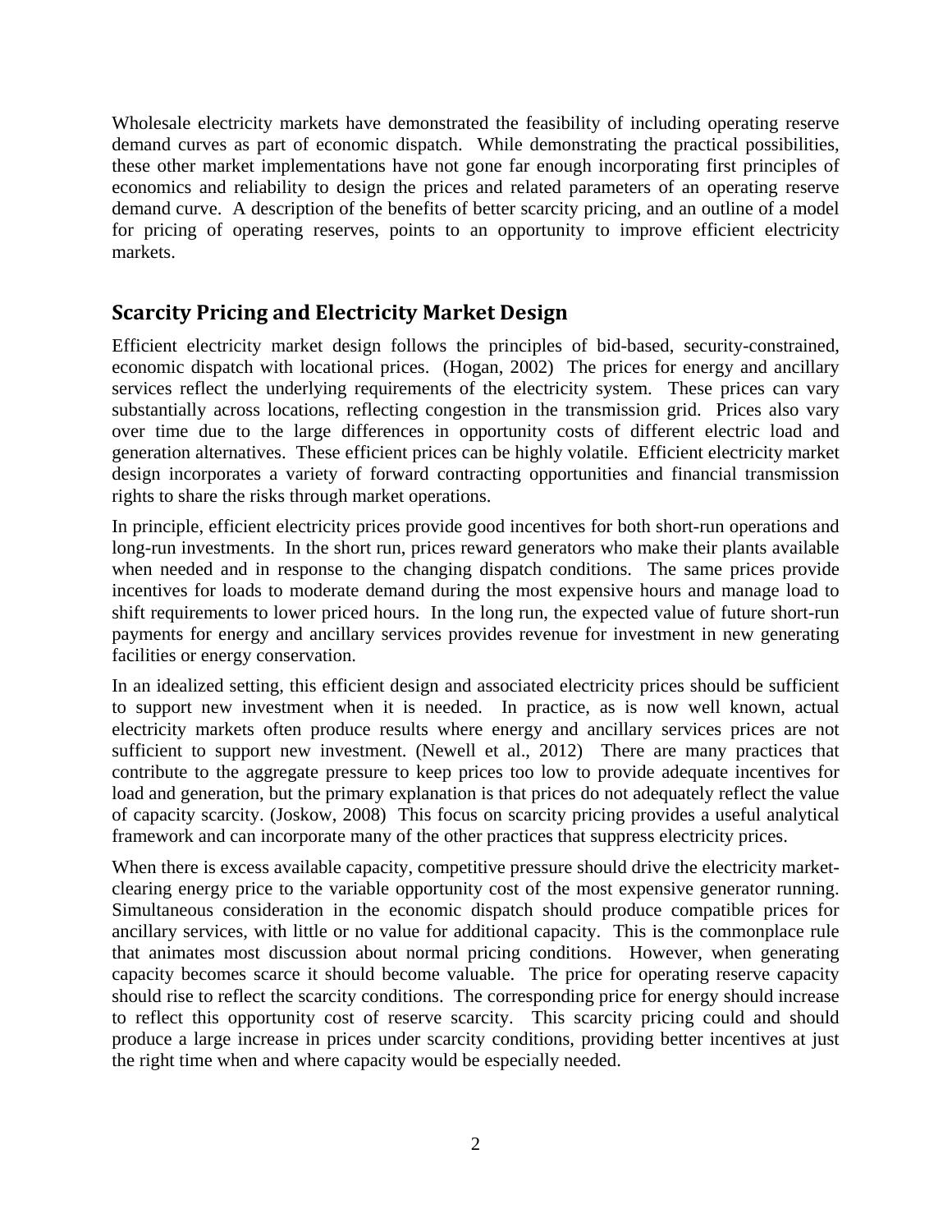Wholesale electricity markets have demonstrated the feasibility of including operating reserve demand curves as part of economic dispatch. While demonstrating the practical possibilities, these other market implementations have not gone far enough incorporating first principles of economics and reliability to design the prices and related parameters of an operating reserve demand curve. A description of the benefits of better scarcity pricing, and an outline of a model for pricing of operating reserves, points to an opportunity to improve efficient electricity markets.

## Scarcity Pricing and Electricity Market Design

Efficient electricity market design follows the principles of bid-based, security-constrained, economic dispatch with locational prices. (Hogan, 2002) The prices for energy and ancillary services reflect the underlying requirements of the electricity system. These prices can vary substantially across locations, reflecting congestion in the transmission grid. Prices also vary over time due to the large differences in opportunity costs of different electric load and generation alternatives. These efficient prices can be highly volatile. Efficient electricity market design incorporates a variety of forward contracting opportunities and financial transmission rights to share the risks through market operations.

In principle, efficient electricity prices provide good incentives for both short-run operations and long-run investments. In the short run, prices reward generators who make their plants available when needed and in response to the changing dispatch conditions. The same prices provide incentives for loads to moderate demand during the most expensive hours and manage load to shift requirements to lower priced hours. In the long run, the expected value of future short-run payments for energy and ancillary services provides revenue for investment in new generating facilities or energy conservation.

In an idealized setting, this efficient design and associated electricity prices should be sufficient to support new investment when it is needed. In practice, as is now well known, actual electricity markets often produce results where energy and ancillary services prices are not sufficient to support new investment. (Newell et al., 2012) There are many practices that contribute to the aggregate pressure to keep prices too low to provide adequate incentives for load and generation, but the primary explanation is that prices do not adequately reflect the value of capacity scarcity. (Joskow, 2008) This focus on scarcity pricing provides a useful analytical framework and can incorporate many of the other practices that suppress electricity prices.

When there is excess available capacity, competitive pressure should drive the electricity market-clearing energy price to the variable opportunity cost of the most expensive generator running. Simultaneous consideration in the economic dispatch should produce compatible prices for ancillary services, with little or no value for additional capacity. This is the commonplace rule that animates most discussion about normal pricing conditions. However, when generating capacity becomes scarce it should become valuable. The price for operating reserve capacity should rise to reflect the scarcity conditions. The corresponding price for energy should increase to reflect this opportunity cost of reserve scarcity. This scarcity pricing could and should produce a large increase in prices under scarcity conditions, providing better incentives at just the right time when and where capacity would be especially needed.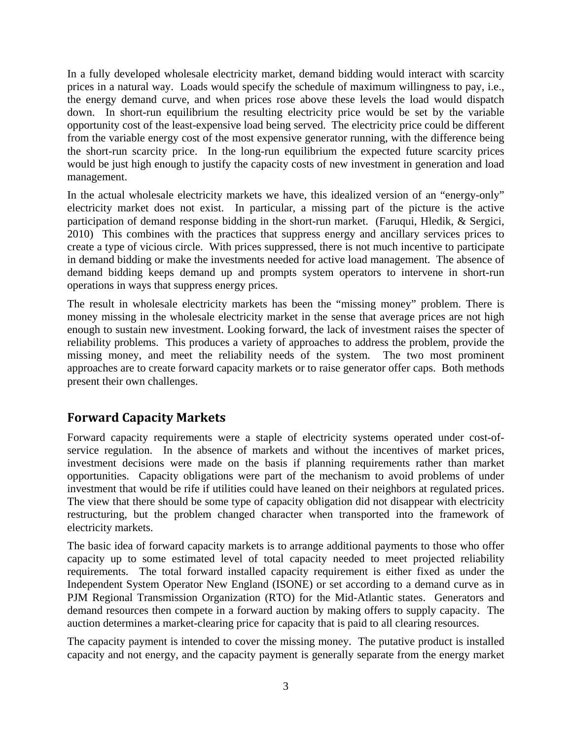In a fully developed wholesale electricity market, demand bidding would interact with scarcity prices in a natural way. Loads would specify the schedule of maximum willingness to pay, i.e., the energy demand curve, and when prices rose above these levels the load would dispatch down. In short-run equilibrium the resulting electricity price would be set by the variable opportunity cost of the least-expensive load being served. The electricity price could be different from the variable energy cost of the most expensive generator running, with the difference being the short-run scarcity price. In the long-run equilibrium the expected future scarcity prices would be just high enough to justify the capacity costs of new investment in generation and load management.

In the actual wholesale electricity markets we have, this idealized version of an "energy-only" electricity market does not exist. In particular, a missing part of the picture is the active participation of demand response bidding in the short-run market. (Faruqui, Hledik, & Sergici, 2010) This combines with the practices that suppress energy and ancillary services prices to create a type of vicious circle. With prices suppressed, there is not much incentive to participate in demand bidding or make the investments needed for active load management. The absence of demand bidding keeps demand up and prompts system operators to intervene in short-run operations in ways that suppress energy prices.

The result in wholesale electricity markets has been the "missing money" problem. There is money missing in the wholesale electricity market in the sense that average prices are not high enough to sustain new investment. Looking forward, the lack of investment raises the specter of reliability problems. This produces a variety of approaches to address the problem, provide the missing money, and meet the reliability needs of the system. The two most prominent approaches are to create forward capacity markets or to raise generator offer caps. Both methods present their own challenges.

## Forward Capacity Markets

Forward capacity requirements were a staple of electricity systems operated under cost-of-service regulation. In the absence of markets and without the incentives of market prices, investment decisions were made on the basis if planning requirements rather than market opportunities. Capacity obligations were part of the mechanism to avoid problems of under investment that would be rife if utilities could have leaned on their neighbors at regulated prices. The view that there should be some type of capacity obligation did not disappear with electricity restructuring, but the problem changed character when transported into the framework of electricity markets.

The basic idea of forward capacity markets is to arrange additional payments to those who offer capacity up to some estimated level of total capacity needed to meet projected reliability requirements. The total forward installed capacity requirement is either fixed as under the Independent System Operator New England (ISONE) or set according to a demand curve as in PJM Regional Transmission Organization (RTO) for the Mid-Atlantic states. Generators and demand resources then compete in a forward auction by making offers to supply capacity. The auction determines a market-clearing price for capacity that is paid to all clearing resources.

The capacity payment is intended to cover the missing money. The putative product is installed capacity and not energy, and the capacity payment is generally separate from the energy market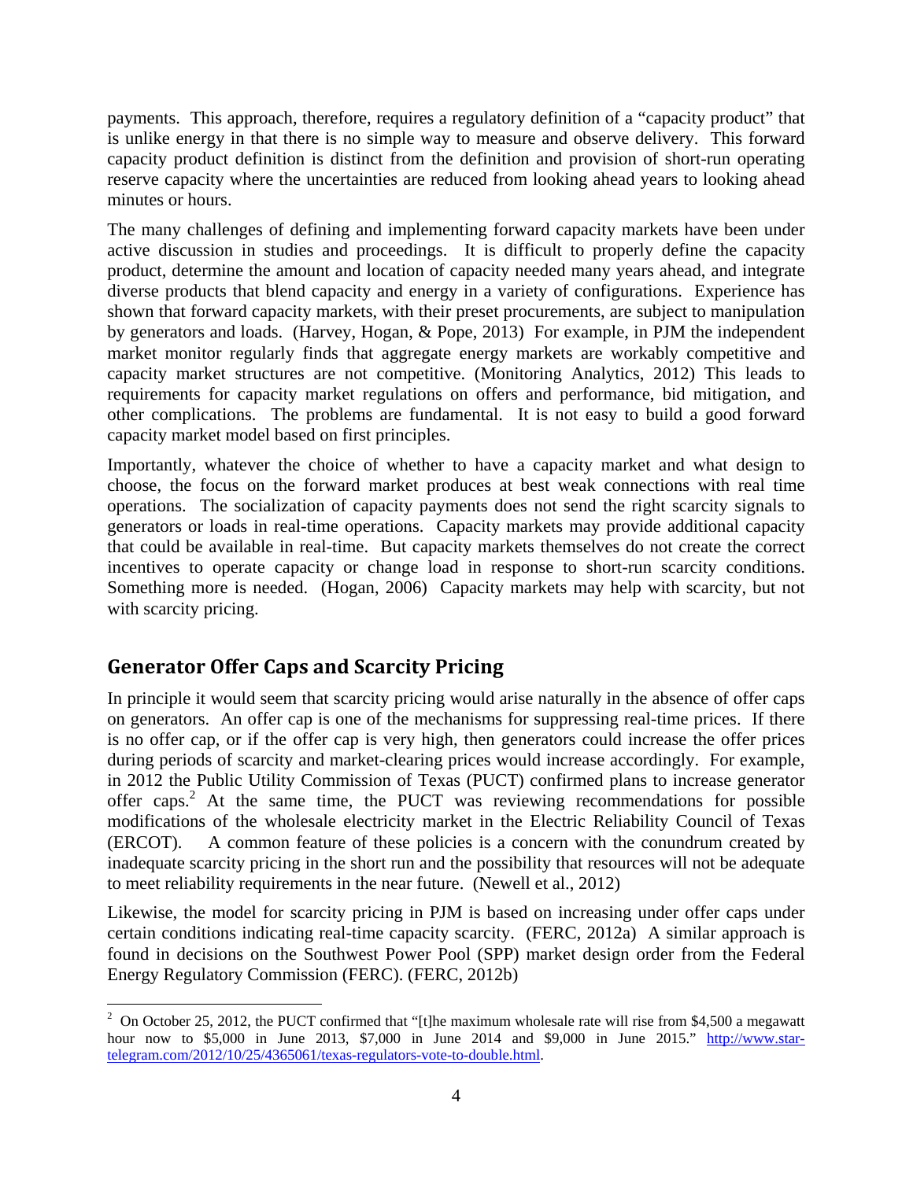payments. This approach, therefore, requires a regulatory definition of a "capacity product" that is unlike energy in that there is no simple way to measure and observe delivery. This forward capacity product definition is distinct from the definition and provision of short-run operating reserve capacity where the uncertainties are reduced from looking ahead years to looking ahead minutes or hours.

The many challenges of defining and implementing forward capacity markets have been under active discussion in studies and proceedings. It is difficult to properly define the capacity product, determine the amount and location of capacity needed many years ahead, and integrate diverse products that blend capacity and energy in a variety of configurations. Experience has shown that forward capacity markets, with their preset procurements, are subject to manipulation by generators and loads. (Harvey, Hogan, & Pope, 2013) For example, in PJM the independent market monitor regularly finds that aggregate energy markets are workably competitive and capacity market structures are not competitive. (Monitoring Analytics, 2012) This leads to requirements for capacity market regulations on offers and performance, bid mitigation, and other complications. The problems are fundamental. It is not easy to build a good forward capacity market model based on first principles.

Importantly, whatever the choice of whether to have a capacity market and what design to choose, the focus on the forward market produces at best weak connections with real time operations. The socialization of capacity payments does not send the right scarcity signals to generators or loads in real-time operations. Capacity markets may provide additional capacity that could be available in real-time. But capacity markets themselves do not create the correct incentives to operate capacity or change load in response to short-run scarcity conditions. Something more is needed. (Hogan, 2006) Capacity markets may help with scarcity, but not with scarcity pricing.

## Generator Offer Caps and Scarcity Pricing

In principle it would seem that scarcity pricing would arise naturally in the absence of offer caps on generators. An offer cap is one of the mechanisms for suppressing real-time prices. If there is no offer cap, or if the offer cap is very high, then generators could increase the offer prices during periods of scarcity and market-clearing prices would increase accordingly. For example, in 2012 the Public Utility Commission of Texas (PUCT) confirmed plans to increase generator offer caps.[2] At the same time, the PUCT was reviewing recommendations for possible modifications of the wholesale electricity market in the Electric Reliability Council of Texas (ERCOT). A common feature of these policies is a concern with the conundrum created by inadequate scarcity pricing in the short run and the possibility that resources will not be adequate to meet reliability requirements in the near future. (Newell et al., 2012)

Likewise, the model for scarcity pricing in PJM is based on increasing under offer caps under certain conditions indicating real-time capacity scarcity. (FERC, 2012a) A similar approach is found in decisions on the Southwest Power Pool (SPP) market design order from the Federal Energy Regulatory Commission (FERC). (FERC, 2012b)

[2] On October 25, 2012, the PUCT confirmed that "[t]he maximum wholesale rate will rise from $4,500 a megawatt hour now to $5,000 in June 2013, $7,000 in June 2014 and $9,000 in June 2015." http://www.star-telegram.com/2012/10/25/4365061/texas-regulators-vote-to-double.html.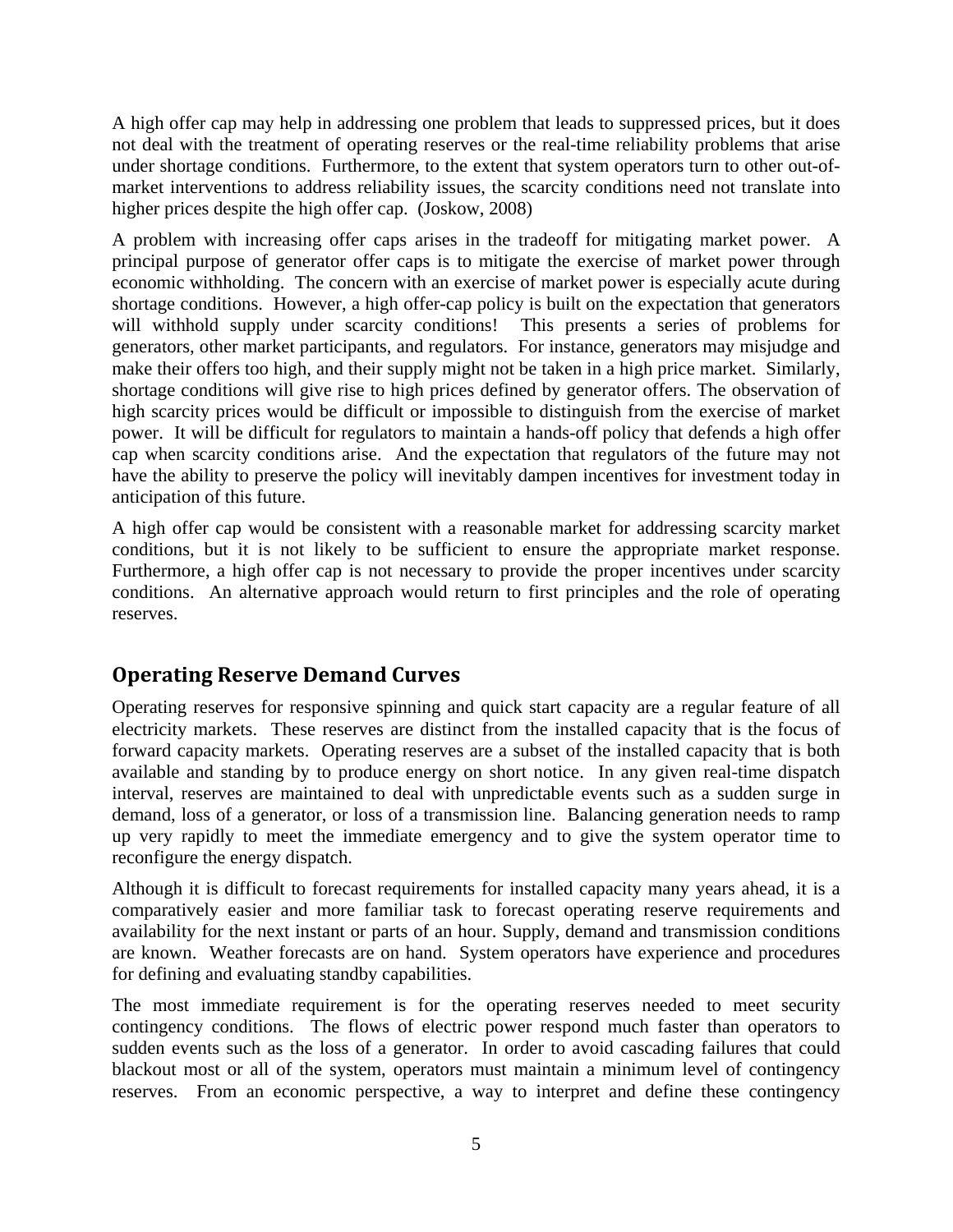A high offer cap may help in addressing one problem that leads to suppressed prices, but it does not deal with the treatment of operating reserves or the real-time reliability problems that arise under shortage conditions. Furthermore, to the extent that system operators turn to other out-of-market interventions to address reliability issues, the scarcity conditions need not translate into higher prices despite the high offer cap. (Joskow, 2008)

A problem with increasing offer caps arises in the tradeoff for mitigating market power. A principal purpose of generator offer caps is to mitigate the exercise of market power through economic withholding. The concern with an exercise of market power is especially acute during shortage conditions. However, a high offer-cap policy is built on the expectation that generators will withhold supply under scarcity conditions! This presents a series of problems for generators, other market participants, and regulators. For instance, generators may misjudge and make their offers too high, and their supply might not be taken in a high price market. Similarly, shortage conditions will give rise to high prices defined by generator offers. The observation of high scarcity prices would be difficult or impossible to distinguish from the exercise of market power. It will be difficult for regulators to maintain a hands-off policy that defends a high offer cap when scarcity conditions arise. And the expectation that regulators of the future may not have the ability to preserve the policy will inevitably dampen incentives for investment today in anticipation of this future.

A high offer cap would be consistent with a reasonable market for addressing scarcity market conditions, but it is not likely to be sufficient to ensure the appropriate market response. Furthermore, a high offer cap is not necessary to provide the proper incentives under scarcity conditions. An alternative approach would return to first principles and the role of operating reserves.

## Operating Reserve Demand Curves

Operating reserves for responsive spinning and quick start capacity are a regular feature of all electricity markets. These reserves are distinct from the installed capacity that is the focus of forward capacity markets. Operating reserves are a subset of the installed capacity that is both available and standing by to produce energy on short notice. In any given real-time dispatch interval, reserves are maintained to deal with unpredictable events such as a sudden surge in demand, loss of a generator, or loss of a transmission line. Balancing generation needs to ramp up very rapidly to meet the immediate emergency and to give the system operator time to reconfigure the energy dispatch.

Although it is difficult to forecast requirements for installed capacity many years ahead, it is a comparatively easier and more familiar task to forecast operating reserve requirements and availability for the next instant or parts of an hour. Supply, demand and transmission conditions are known. Weather forecasts are on hand. System operators have experience and procedures for defining and evaluating standby capabilities.

The most immediate requirement is for the operating reserves needed to meet security contingency conditions. The flows of electric power respond much faster than operators to sudden events such as the loss of a generator. In order to avoid cascading failures that could blackout most or all of the system, operators must maintain a minimum level of contingency reserves. From an economic perspective, a way to interpret and define these contingency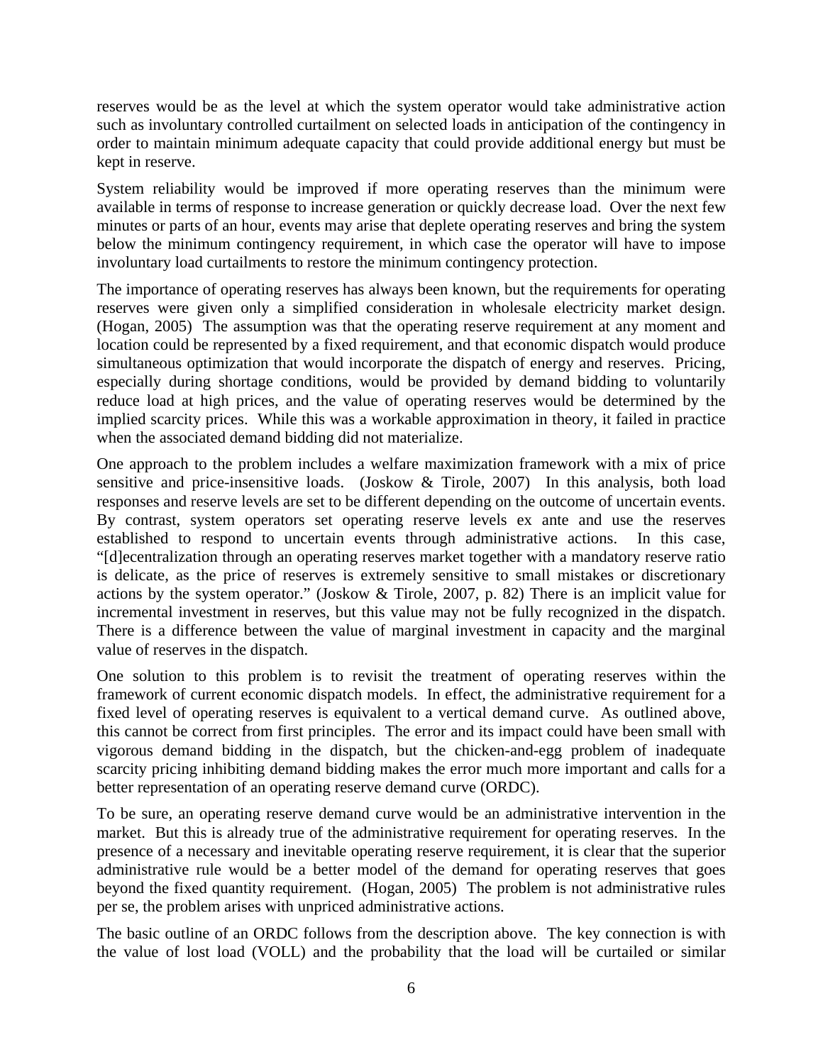reserves would be as the level at which the system operator would take administrative action such as involuntary controlled curtailment on selected loads in anticipation of the contingency in order to maintain minimum adequate capacity that could provide additional energy but must be kept in reserve.

System reliability would be improved if more operating reserves than the minimum were available in terms of response to increase generation or quickly decrease load. Over the next few minutes or parts of an hour, events may arise that deplete operating reserves and bring the system below the minimum contingency requirement, in which case the operator will have to impose involuntary load curtailments to restore the minimum contingency protection.

The importance of operating reserves has always been known, but the requirements for operating reserves were given only a simplified consideration in wholesale electricity market design. (Hogan, 2005) The assumption was that the operating reserve requirement at any moment and location could be represented by a fixed requirement, and that economic dispatch would produce simultaneous optimization that would incorporate the dispatch of energy and reserves. Pricing, especially during shortage conditions, would be provided by demand bidding to voluntarily reduce load at high prices, and the value of operating reserves would be determined by the implied scarcity prices. While this was a workable approximation in theory, it failed in practice when the associated demand bidding did not materialize.

One approach to the problem includes a welfare maximization framework with a mix of price sensitive and price-insensitive loads. (Joskow & Tirole, 2007) In this analysis, both load responses and reserve levels are set to be different depending on the outcome of uncertain events. By contrast, system operators set operating reserve levels ex ante and use the reserves established to respond to uncertain events through administrative actions. In this case, "[d]ecentralization through an operating reserves market together with a mandatory reserve ratio is delicate, as the price of reserves is extremely sensitive to small mistakes or discretionary actions by the system operator." (Joskow & Tirole, 2007, p. 82) There is an implicit value for incremental investment in reserves, but this value may not be fully recognized in the dispatch. There is a difference between the value of marginal investment in capacity and the marginal value of reserves in the dispatch.

One solution to this problem is to revisit the treatment of operating reserves within the framework of current economic dispatch models. In effect, the administrative requirement for a fixed level of operating reserves is equivalent to a vertical demand curve. As outlined above, this cannot be correct from first principles. The error and its impact could have been small with vigorous demand bidding in the dispatch, but the chicken-and-egg problem of inadequate scarcity pricing inhibiting demand bidding makes the error much more important and calls for a better representation of an operating reserve demand curve (ORDC).

To be sure, an operating reserve demand curve would be an administrative intervention in the market. But this is already true of the administrative requirement for operating reserves. In the presence of a necessary and inevitable operating reserve requirement, it is clear that the superior administrative rule would be a better model of the demand for operating reserves that goes beyond the fixed quantity requirement. (Hogan, 2005) The problem is not administrative rules per se, the problem arises with unpriced administrative actions.

The basic outline of an ORDC follows from the description above. The key connection is with the value of lost load (VOLL) and the probability that the load will be curtailed or similar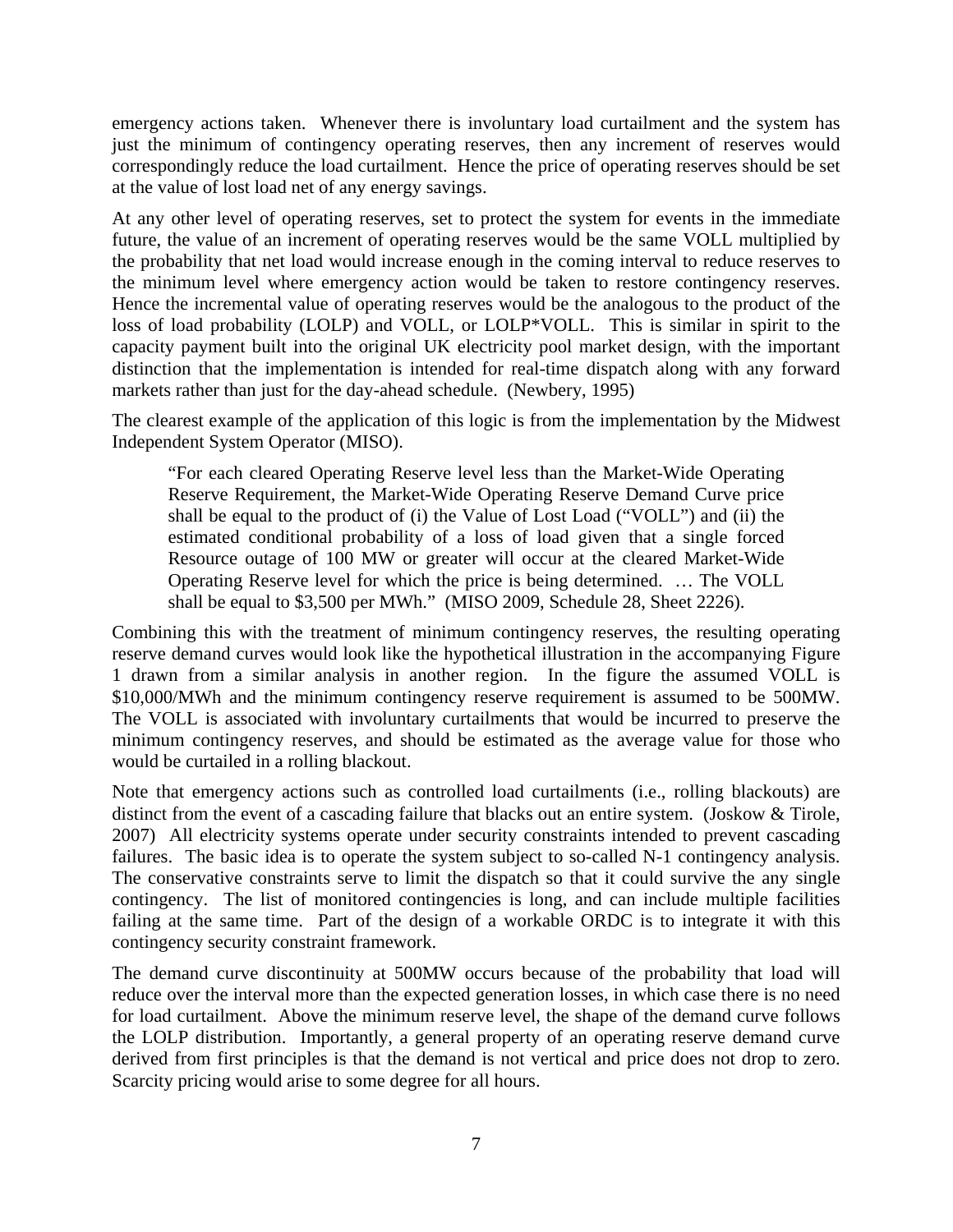emergency actions taken. Whenever there is involuntary load curtailment and the system has just the minimum of contingency operating reserves, then any increment of reserves would correspondingly reduce the load curtailment. Hence the price of operating reserves should be set at the value of lost load net of any energy savings.

At any other level of operating reserves, set to protect the system for events in the immediate future, the value of an increment of operating reserves would be the same VOLL multiplied by the probability that net load would increase enough in the coming interval to reduce reserves to the minimum level where emergency action would be taken to restore contingency reserves. Hence the incremental value of operating reserves would be the analogous to the product of the loss of load probability (LOLP) and VOLL, or LOLP*VOLL. This is similar in spirit to the capacity payment built into the original UK electricity pool market design, with the important distinction that the implementation is intended for real-time dispatch along with any forward markets rather than just for the day-ahead schedule. (Newbery, 1995)

The clearest example of the application of this logic is from the implementation by the Midwest Independent System Operator (MISO).

> "For each cleared Operating Reserve level less than the Market-Wide Operating Reserve Requirement, the Market-Wide Operating Reserve Demand Curve price shall be equal to the product of (i) the Value of Lost Load ("VOLL") and (ii) the estimated conditional probability of a loss of load given that a single forced Resource outage of 100 MW or greater will occur at the cleared Market-Wide Operating Reserve level for which the price is being determined. … The VOLL shall be equal to $3,500 per MWh." (MISO 2009, Schedule 28, Sheet 2226).

Combining this with the treatment of minimum contingency reserves, the resulting operating reserve demand curves would look like the hypothetical illustration in the accompanying Figure 1 drawn from a similar analysis in another region. In the figure the assumed VOLL is $10,000/MWh and the minimum contingency reserve requirement is assumed to be 500MW. The VOLL is associated with involuntary curtailments that would be incurred to preserve the minimum contingency reserves, and should be estimated as the average value for those who would be curtailed in a rolling blackout.

Note that emergency actions such as controlled load curtailments (i.e., rolling blackouts) are distinct from the event of a cascading failure that blacks out an entire system. (Joskow & Tirole, 2007) All electricity systems operate under security constraints intended to prevent cascading failures. The basic idea is to operate the system subject to so-called N-1 contingency analysis. The conservative constraints serve to limit the dispatch so that it could survive the any single contingency. The list of monitored contingencies is long, and can include multiple facilities failing at the same time. Part of the design of a workable ORDC is to integrate it with this contingency security constraint framework.

The demand curve discontinuity at 500MW occurs because of the probability that load will reduce over the interval more than the expected generation losses, in which case there is no need for load curtailment. Above the minimum reserve level, the shape of the demand curve follows the LOLP distribution. Importantly, a general property of an operating reserve demand curve derived from first principles is that the demand is not vertical and price does not drop to zero. Scarcity pricing would arise to some degree for all hours.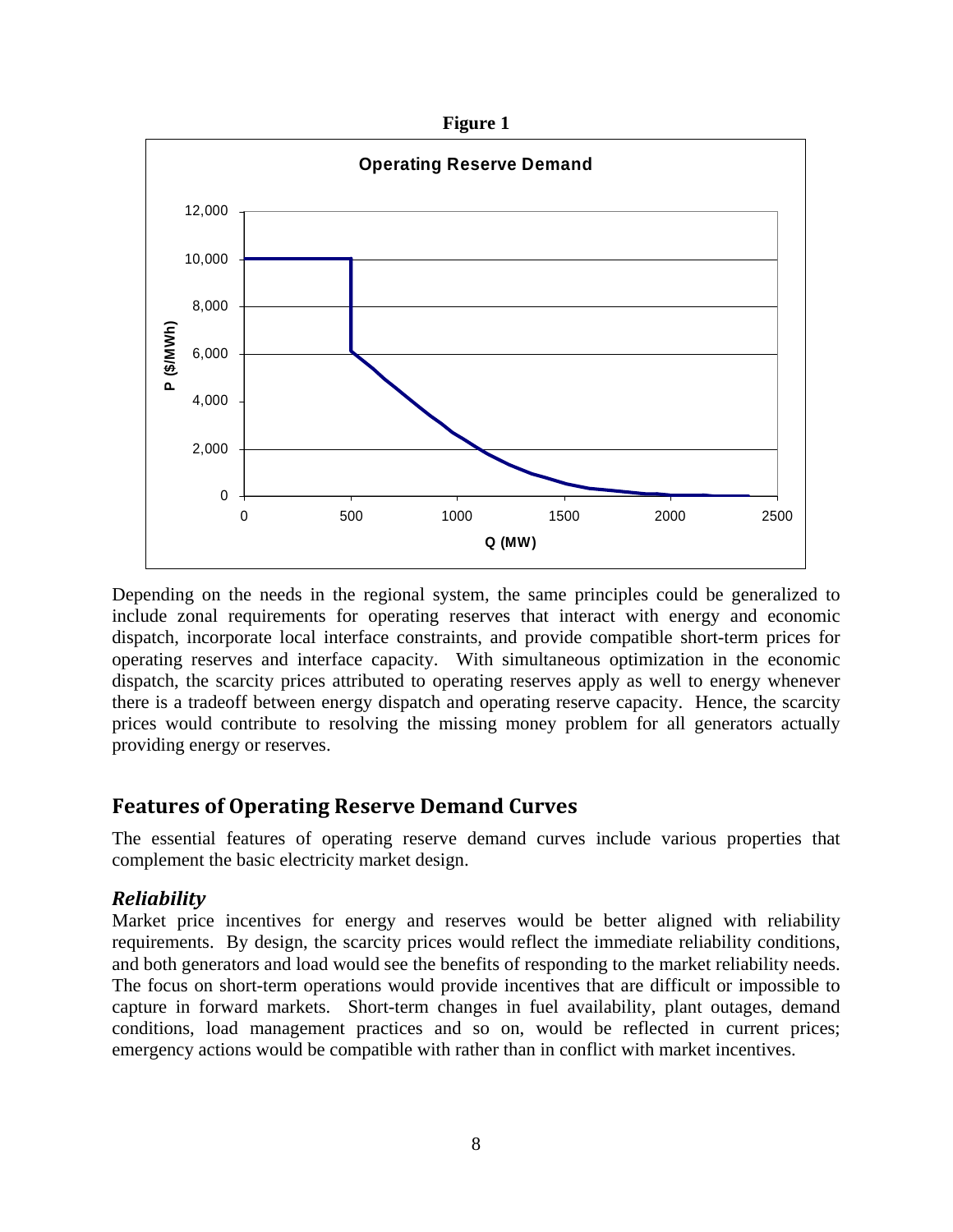**Figure 1**

Depending on the needs in the regional system, the same principles could be generalized to include zonal requirements for operating reserves that interact with energy and economic dispatch, incorporate local interface constraints, and provide compatible short-term prices for operating reserves and interface capacity. With simultaneous optimization in the economic dispatch, the scarcity prices attributed to operating reserves apply as well to energy whenever there is a tradeoff between energy dispatch and operating reserve capacity. Hence, the scarcity prices would contribute to resolving the missing money problem for all generators actually providing energy or reserves.

## Features of Operating Reserve Demand Curves

The essential features of operating reserve demand curves include various properties that complement the basic electricity market design.

### *Reliability*

Market price incentives for energy and reserves would be better aligned with reliability requirements. By design, the scarcity prices would reflect the immediate reliability conditions, and both generators and load would see the benefits of responding to the market reliability needs. The focus on short-term operations would provide incentives that are difficult or impossible to capture in forward markets. Short-term changes in fuel availability, plant outages, demand conditions, load management practices and so on, would be reflected in current prices; emergency actions would be compatible with rather than in conflict with market incentives.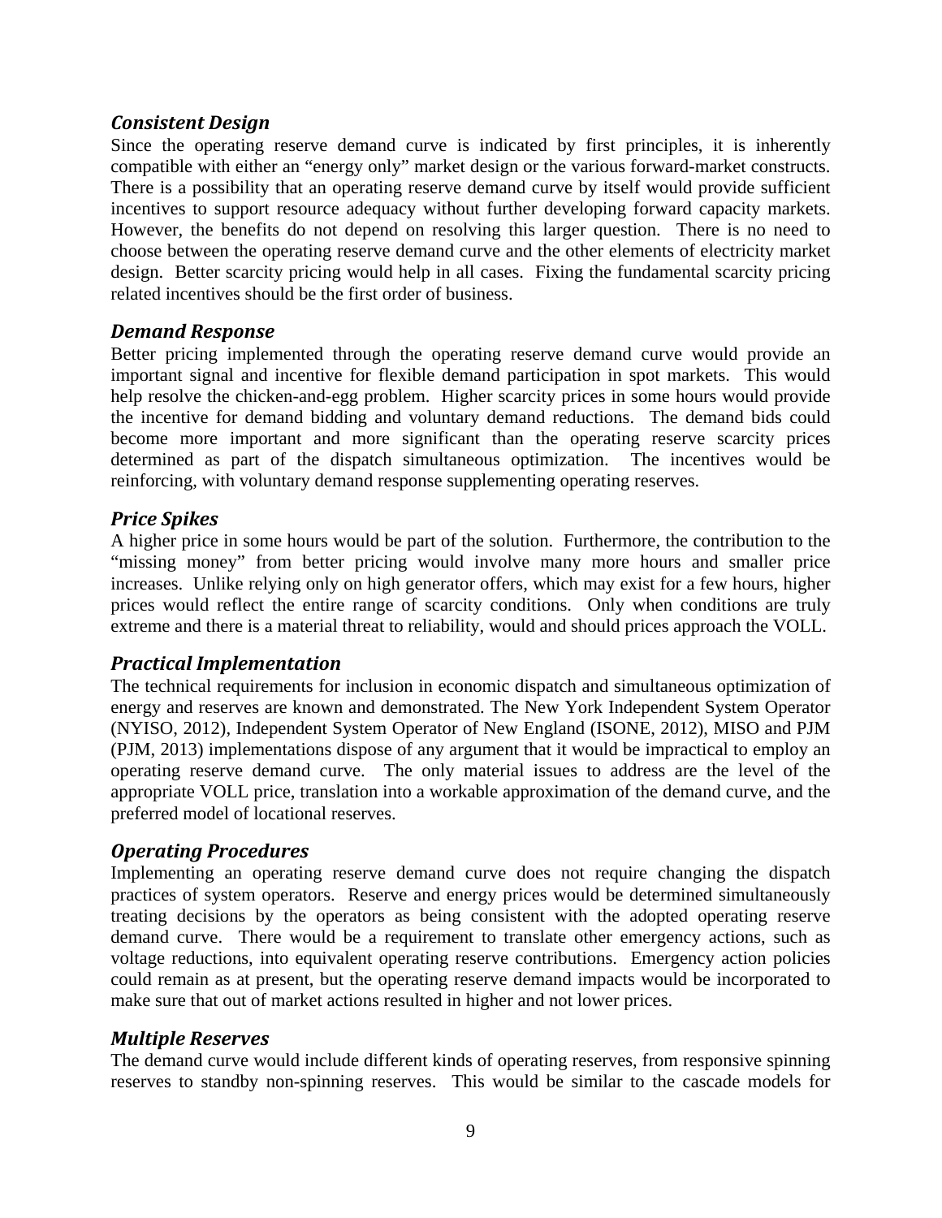### *Consistent Design*

Since the operating reserve demand curve is indicated by first principles, it is inherently compatible with either an "energy only" market design or the various forward-market constructs. There is a possibility that an operating reserve demand curve by itself would provide sufficient incentives to support resource adequacy without further developing forward capacity markets. However, the benefits do not depend on resolving this larger question. There is no need to choose between the operating reserve demand curve and the other elements of electricity market design. Better scarcity pricing would help in all cases. Fixing the fundamental scarcity pricing related incentives should be the first order of business.

### *Demand Response*

Better pricing implemented through the operating reserve demand curve would provide an important signal and incentive for flexible demand participation in spot markets. This would help resolve the chicken-and-egg problem. Higher scarcity prices in some hours would provide the incentive for demand bidding and voluntary demand reductions. The demand bids could become more important and more significant than the operating reserve scarcity prices determined as part of the dispatch simultaneous optimization. The incentives would be reinforcing, with voluntary demand response supplementing operating reserves.

### *Price Spikes*

A higher price in some hours would be part of the solution. Furthermore, the contribution to the "missing money" from better pricing would involve many more hours and smaller price increases. Unlike relying only on high generator offers, which may exist for a few hours, higher prices would reflect the entire range of scarcity conditions. Only when conditions are truly extreme and there is a material threat to reliability, would and should prices approach the VOLL.

### *Practical Implementation*

The technical requirements for inclusion in economic dispatch and simultaneous optimization of energy and reserves are known and demonstrated. The New York Independent System Operator (NYISO, 2012), Independent System Operator of New England (ISONE, 2012), MISO and PJM (PJM, 2013) implementations dispose of any argument that it would be impractical to employ an operating reserve demand curve. The only material issues to address are the level of the appropriate VOLL price, translation into a workable approximation of the demand curve, and the preferred model of locational reserves.

### *Operating Procedures*

Implementing an operating reserve demand curve does not require changing the dispatch practices of system operators. Reserve and energy prices would be determined simultaneously treating decisions by the operators as being consistent with the adopted operating reserve demand curve. There would be a requirement to translate other emergency actions, such as voltage reductions, into equivalent operating reserve contributions. Emergency action policies could remain as at present, but the operating reserve demand impacts would be incorporated to make sure that out of market actions resulted in higher and not lower prices.

### *Multiple Reserves*

The demand curve would include different kinds of operating reserves, from responsive spinning reserves to standby non-spinning reserves. This would be similar to the cascade models for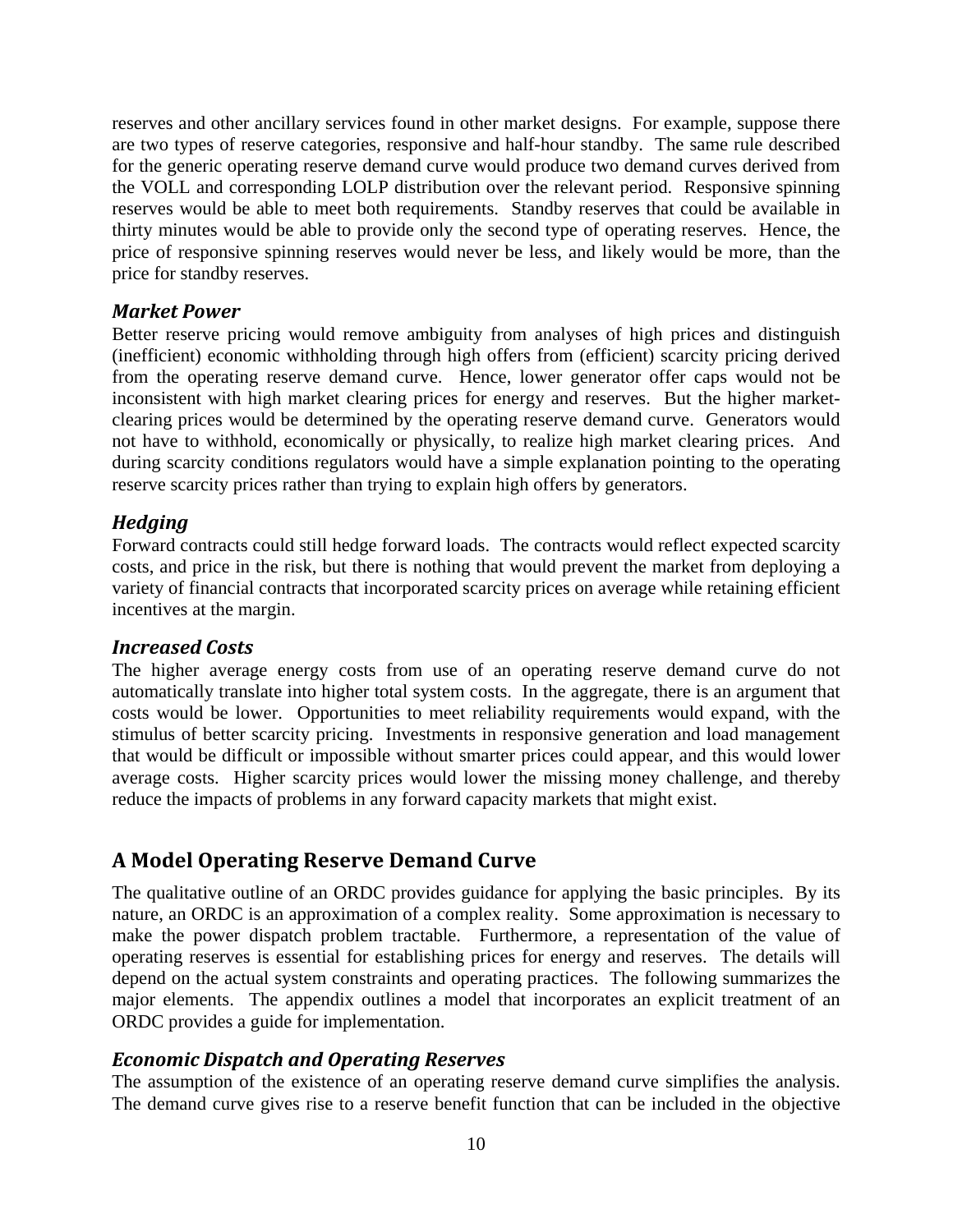reserves and other ancillary services found in other market designs. For example, suppose there are two types of reserve categories, responsive and half-hour standby. The same rule described for the generic operating reserve demand curve would produce two demand curves derived from the VOLL and corresponding LOLP distribution over the relevant period. Responsive spinning reserves would be able to meet both requirements. Standby reserves that could be available in thirty minutes would be able to provide only the second type of operating reserves. Hence, the price of responsive spinning reserves would never be less, and likely would be more, than the price for standby reserves.

### *Market Power*

Better reserve pricing would remove ambiguity from analyses of high prices and distinguish (inefficient) economic withholding through high offers from (efficient) scarcity pricing derived from the operating reserve demand curve. Hence, lower generator offer caps would not be inconsistent with high market clearing prices for energy and reserves. But the higher market-clearing prices would be determined by the operating reserve demand curve. Generators would not have to withhold, economically or physically, to realize high market clearing prices. And during scarcity conditions regulators would have a simple explanation pointing to the operating reserve scarcity prices rather than trying to explain high offers by generators.

### *Hedging*

Forward contracts could still hedge forward loads. The contracts would reflect expected scarcity costs, and price in the risk, but there is nothing that would prevent the market from deploying a variety of financial contracts that incorporated scarcity prices on average while retaining efficient incentives at the margin.

### *Increased Costs*

The higher average energy costs from use of an operating reserve demand curve do not automatically translate into higher total system costs. In the aggregate, there is an argument that costs would be lower. Opportunities to meet reliability requirements would expand, with the stimulus of better scarcity pricing. Investments in responsive generation and load management that would be difficult or impossible without smarter prices could appear, and this would lower average costs. Higher scarcity prices would lower the missing money challenge, and thereby reduce the impacts of problems in any forward capacity markets that might exist.

## A Model Operating Reserve Demand Curve

The qualitative outline of an ORDC provides guidance for applying the basic principles. By its nature, an ORDC is an approximation of a complex reality. Some approximation is necessary to make the power dispatch problem tractable. Furthermore, a representation of the value of operating reserves is essential for establishing prices for energy and reserves. The details will depend on the actual system constraints and operating practices. The following summarizes the major elements. The appendix outlines a model that incorporates an explicit treatment of an ORDC provides a guide for implementation.

### *Economic Dispatch and Operating Reserves*

The assumption of the existence of an operating reserve demand curve simplifies the analysis. The demand curve gives rise to a reserve benefit function that can be included in the objective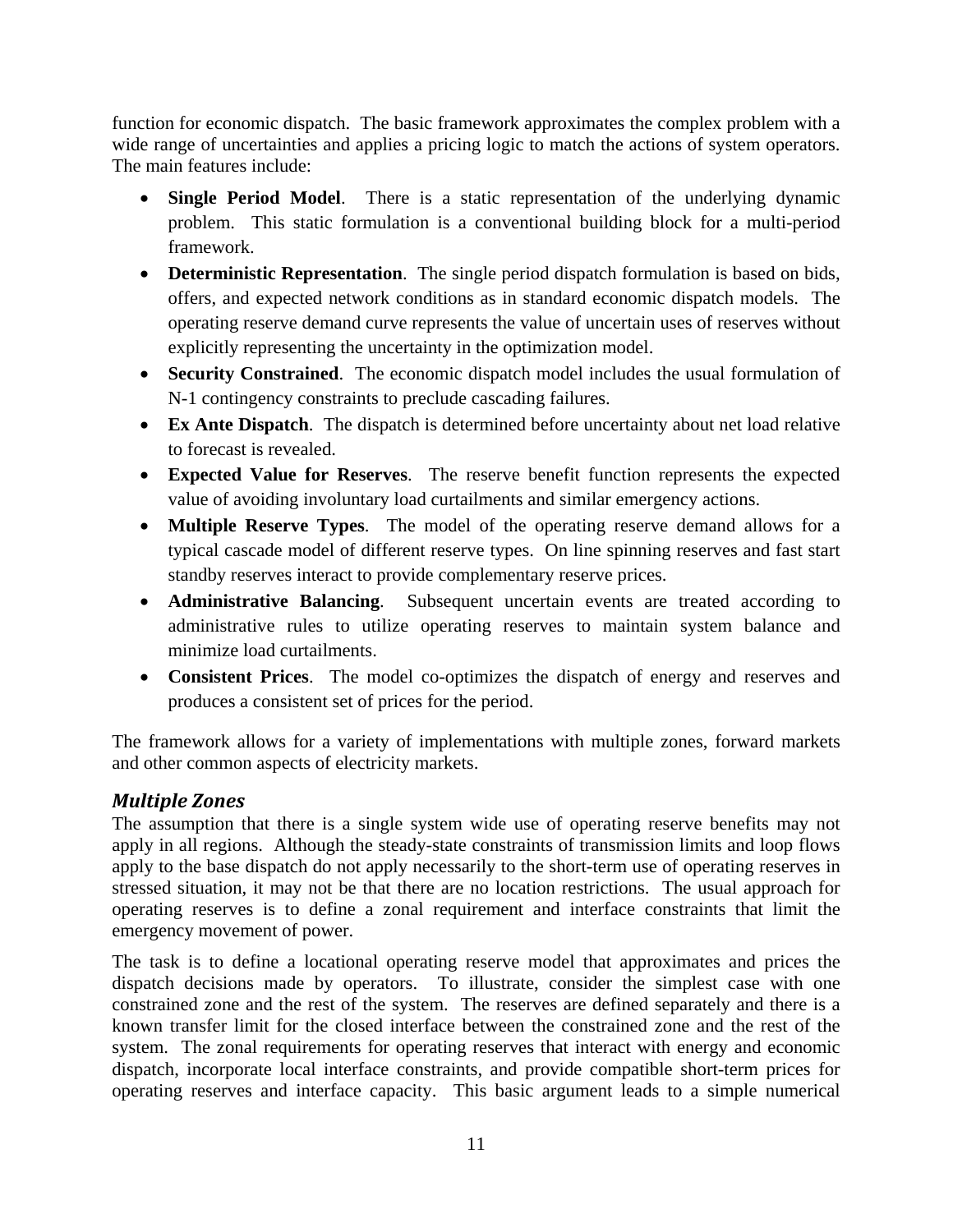function for economic dispatch. The basic framework approximates the complex problem with a wide range of uncertainties and applies a pricing logic to match the actions of system operators. The main features include:

- **Single Period Model**. There is a static representation of the underlying dynamic problem. This static formulation is a conventional building block for a multi-period framework.
- **Deterministic Representation**. The single period dispatch formulation is based on bids, offers, and expected network conditions as in standard economic dispatch models. The operating reserve demand curve represents the value of uncertain uses of reserves without explicitly representing the uncertainty in the optimization model.
- **Security Constrained**. The economic dispatch model includes the usual formulation of N-1 contingency constraints to preclude cascading failures.
- **Ex Ante Dispatch**. The dispatch is determined before uncertainty about net load relative to forecast is revealed.
- **Expected Value for Reserves**. The reserve benefit function represents the expected value of avoiding involuntary load curtailments and similar emergency actions.
- **Multiple Reserve Types**. The model of the operating reserve demand allows for a typical cascade model of different reserve types. On line spinning reserves and fast start standby reserves interact to provide complementary reserve prices.
- **Administrative Balancing**. Subsequent uncertain events are treated according to administrative rules to utilize operating reserves to maintain system balance and minimize load curtailments.
- **Consistent Prices**. The model co-optimizes the dispatch of energy and reserves and produces a consistent set of prices for the period.

The framework allows for a variety of implementations with multiple zones, forward markets and other common aspects of electricity markets.

### *Multiple Zones*

The assumption that there is a single system wide use of operating reserve benefits may not apply in all regions. Although the steady-state constraints of transmission limits and loop flows apply to the base dispatch do not apply necessarily to the short-term use of operating reserves in stressed situation, it may not be that there are no location restrictions. The usual approach for operating reserves is to define a zonal requirement and interface constraints that limit the emergency movement of power.

The task is to define a locational operating reserve model that approximates and prices the dispatch decisions made by operators. To illustrate, consider the simplest case with one constrained zone and the rest of the system. The reserves are defined separately and there is a known transfer limit for the closed interface between the constrained zone and the rest of the system. The zonal requirements for operating reserves that interact with energy and economic dispatch, incorporate local interface constraints, and provide compatible short-term prices for operating reserves and interface capacity. This basic argument leads to a simple numerical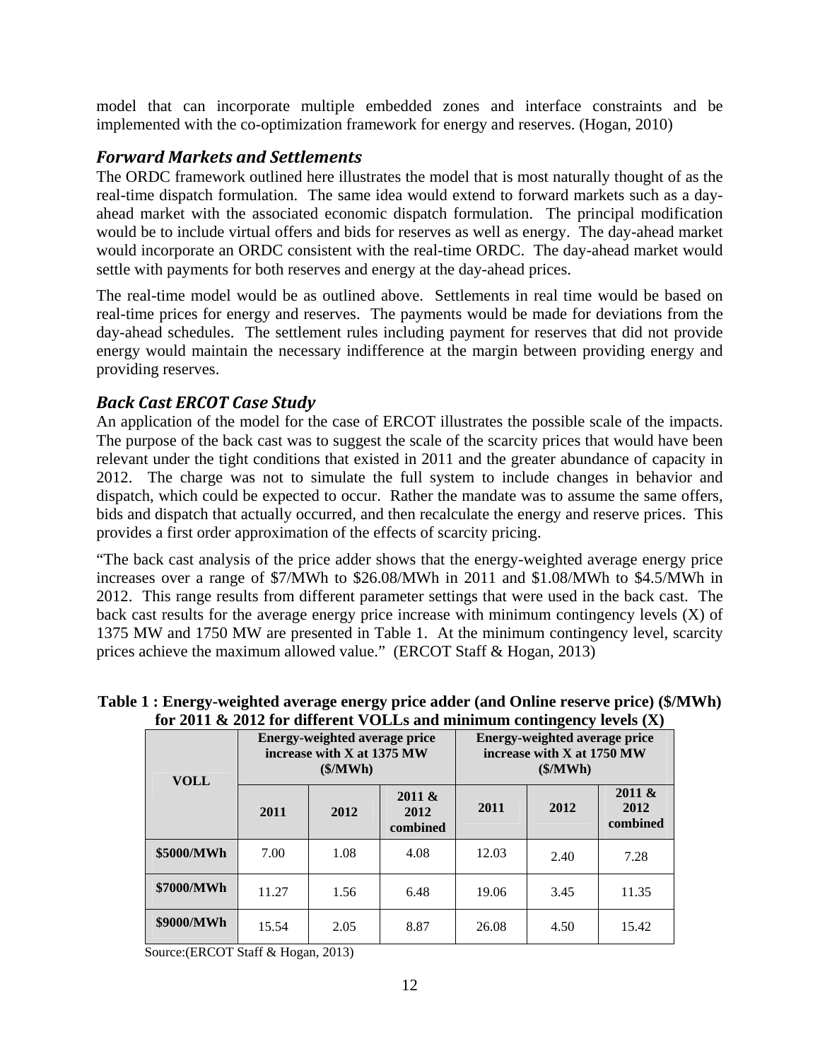model that can incorporate multiple embedded zones and interface constraints and be implemented with the co-optimization framework for energy and reserves. (Hogan, 2010)

### *Forward Markets and Settlements*

The ORDC framework outlined here illustrates the model that is most naturally thought of as the real-time dispatch formulation. The same idea would extend to forward markets such as a day-ahead market with the associated economic dispatch formulation. The principal modification would be to include virtual offers and bids for reserves as well as energy. The day-ahead market would incorporate an ORDC consistent with the real-time ORDC. The day-ahead market would settle with payments for both reserves and energy at the day-ahead prices.

The real-time model would be as outlined above. Settlements in real time would be based on real-time prices for energy and reserves. The payments would be made for deviations from the day-ahead schedules. The settlement rules including payment for reserves that did not provide energy would maintain the necessary indifference at the margin between providing energy and providing reserves.

### *Back Cast ERCOT Case Study*

An application of the model for the case of ERCOT illustrates the possible scale of the impacts. The purpose of the back cast was to suggest the scale of the scarcity prices that would have been relevant under the tight conditions that existed in 2011 and the greater abundance of capacity in 2012. The charge was not to simulate the full system to include changes in behavior and dispatch, which could be expected to occur. Rather the mandate was to assume the same offers, bids and dispatch that actually occurred, and then recalculate the energy and reserve prices. This provides a first order approximation of the effects of scarcity pricing.

"The back cast analysis of the price adder shows that the energy-weighted average energy price increases over a range of $7/MWh to $26.08/MWh in 2011 and $1.08/MWh to $4.5/MWh in 2012. This range results from different parameter settings that were used in the back cast. The back cast results for the average energy price increase with minimum contingency levels (X) of 1375 MW and 1750 MW are presented in Table 1. At the minimum contingency level, scarcity prices achieve the maximum allowed value." (ERCOT Staff & Hogan, 2013)

**Table 1 : Energy-weighted average energy price adder (and Online reserve price) ($/MWh) for 2011 & 2012 for different VOLLs and minimum contingency levels (X)**

| VOLL | Energy-weighted average price increase with X at 1375 MW ($/MWh) | | | Energy-weighted average price increase with X at 1750 MW ($/MWh) | | |
|---|---|---|---|---|---|---|
| | 2011 | 2012 | 2011 & 2012 combined | 2011 | 2012 | 2011 & 2012 combined |
| $5000/MWh | 7.00 | 1.08 | 4.08 | 12.03 | 2.40 | 7.28 |
| $7000/MWh | 11.27 | 1.56 | 6.48 | 19.06 | 3.45 | 11.35 |
| $9000/MWh | 15.54 | 2.05 | 8.87 | 26.08 | 4.50 | 15.42 |

Source:(ERCOT Staff & Hogan, 2013)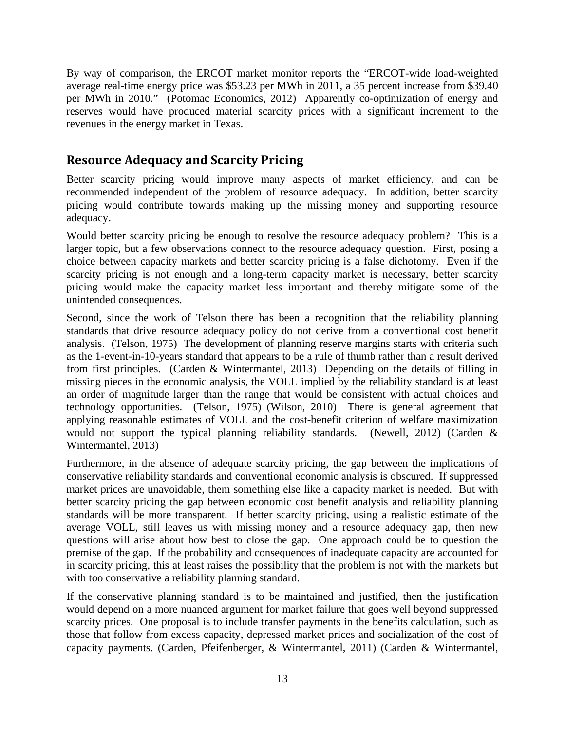By way of comparison, the ERCOT market monitor reports the "ERCOT-wide load-weighted average real-time energy price was $53.23 per MWh in 2011, a 35 percent increase from $39.40 per MWh in 2010." (Potomac Economics, 2012) Apparently co-optimization of energy and reserves would have produced material scarcity prices with a significant increment to the revenues in the energy market in Texas.

## Resource Adequacy and Scarcity Pricing

Better scarcity pricing would improve many aspects of market efficiency, and can be recommended independent of the problem of resource adequacy. In addition, better scarcity pricing would contribute towards making up the missing money and supporting resource adequacy.

Would better scarcity pricing be enough to resolve the resource adequacy problem? This is a larger topic, but a few observations connect to the resource adequacy question. First, posing a choice between capacity markets and better scarcity pricing is a false dichotomy. Even if the scarcity pricing is not enough and a long-term capacity market is necessary, better scarcity pricing would make the capacity market less important and thereby mitigate some of the unintended consequences.

Second, since the work of Telson there has been a recognition that the reliability planning standards that drive resource adequacy policy do not derive from a conventional cost benefit analysis. (Telson, 1975) The development of planning reserve margins starts with criteria such as the 1-event-in-10-years standard that appears to be a rule of thumb rather than a result derived from first principles. (Carden & Wintermantel, 2013) Depending on the details of filling in missing pieces in the economic analysis, the VOLL implied by the reliability standard is at least an order of magnitude larger than the range that would be consistent with actual choices and technology opportunities. (Telson, 1975) (Wilson, 2010) There is general agreement that applying reasonable estimates of VOLL and the cost-benefit criterion of welfare maximization would not support the typical planning reliability standards. (Newell, 2012) (Carden & Wintermantel, 2013)

Furthermore, in the absence of adequate scarcity pricing, the gap between the implications of conservative reliability standards and conventional economic analysis is obscured. If suppressed market prices are unavoidable, them something else like a capacity market is needed. But with better scarcity pricing the gap between economic cost benefit analysis and reliability planning standards will be more transparent. If better scarcity pricing, using a realistic estimate of the average VOLL, still leaves us with missing money and a resource adequacy gap, then new questions will arise about how best to close the gap. One approach could be to question the premise of the gap. If the probability and consequences of inadequate capacity are accounted for in scarcity pricing, this at least raises the possibility that the problem is not with the markets but with too conservative a reliability planning standard.

If the conservative planning standard is to be maintained and justified, then the justification would depend on a more nuanced argument for market failure that goes well beyond suppressed scarcity prices. One proposal is to include transfer payments in the benefits calculation, such as those that follow from excess capacity, depressed market prices and socialization of the cost of capacity payments. (Carden, Pfeifenberger, & Wintermantel, 2011) (Carden & Wintermantel,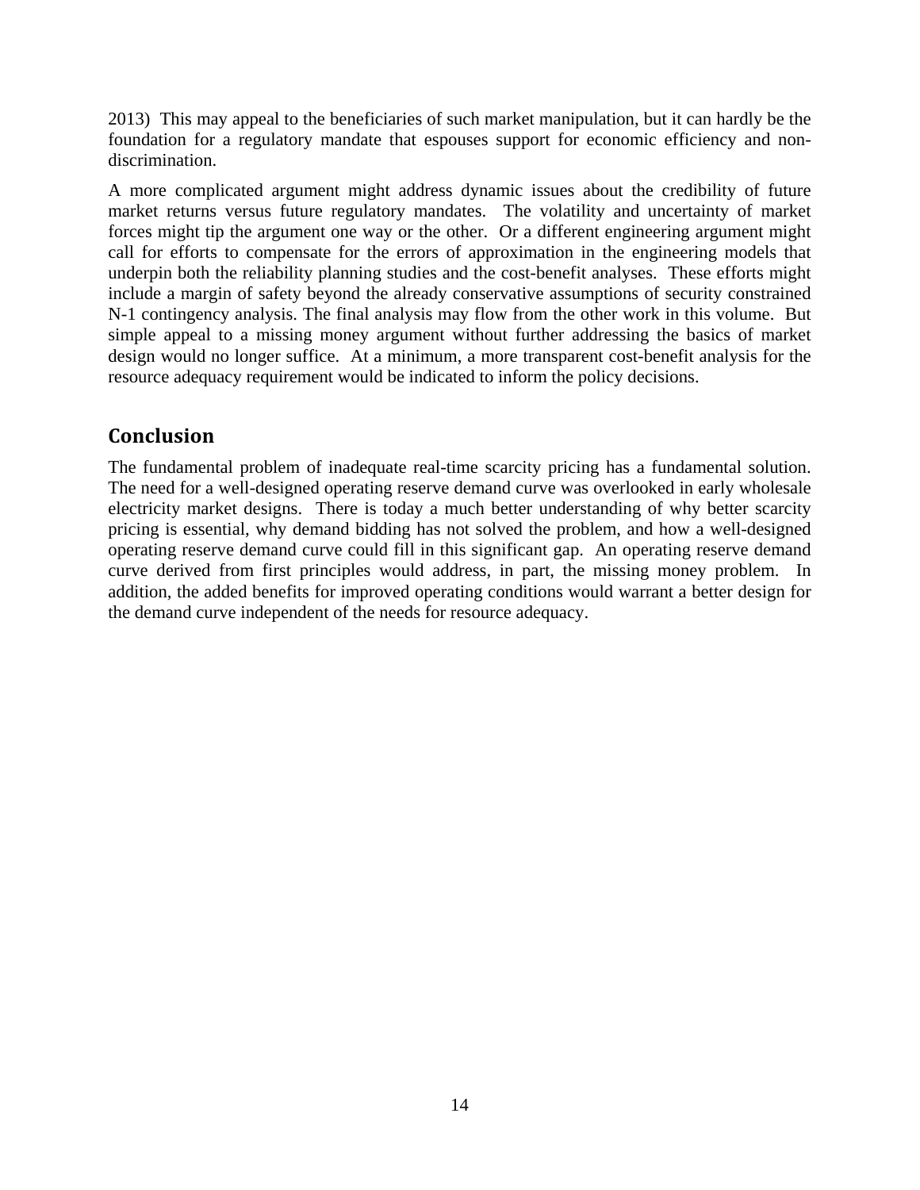2013) This may appeal to the beneficiaries of such market manipulation, but it can hardly be the foundation for a regulatory mandate that espouses support for economic efficiency and non-discrimination.

A more complicated argument might address dynamic issues about the credibility of future market returns versus future regulatory mandates. The volatility and uncertainty of market forces might tip the argument one way or the other. Or a different engineering argument might call for efforts to compensate for the errors of approximation in the engineering models that underpin both the reliability planning studies and the cost-benefit analyses. These efforts might include a margin of safety beyond the already conservative assumptions of security constrained N-1 contingency analysis. The final analysis may flow from the other work in this volume. But simple appeal to a missing money argument without further addressing the basics of market design would no longer suffice. At a minimum, a more transparent cost-benefit analysis for the resource adequacy requirement would be indicated to inform the policy decisions.

## Conclusion

The fundamental problem of inadequate real-time scarcity pricing has a fundamental solution. The need for a well-designed operating reserve demand curve was overlooked in early wholesale electricity market designs. There is today a much better understanding of why better scarcity pricing is essential, why demand bidding has not solved the problem, and how a well-designed operating reserve demand curve could fill in this significant gap. An operating reserve demand curve derived from first principles would address, in part, the missing money problem. In addition, the added benefits for improved operating conditions would warrant a better design for the demand curve independent of the needs for resource adequacy.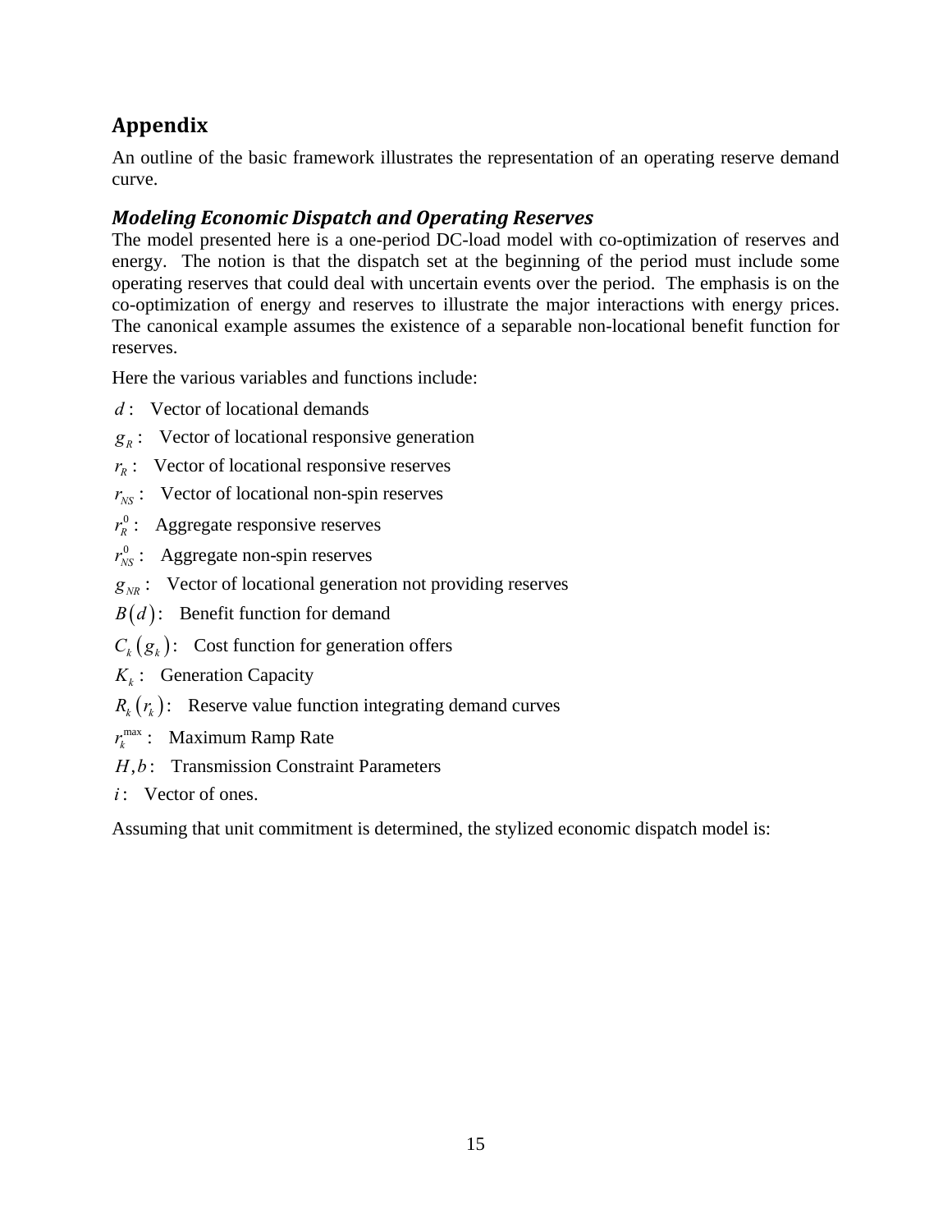## Appendix

An outline of the basic framework illustrates the representation of an operating reserve demand curve.

### *Modeling Economic Dispatch and Operating Reserves*

The model presented here is a one-period DC-load model with co-optimization of reserves and energy. The notion is that the dispatch set at the beginning of the period must include some operating reserves that could deal with uncertain events over the period. The emphasis is on the co-optimization of energy and reserves to illustrate the major interactions with energy prices. The canonical example assumes the existence of a separable non-locational benefit function for reserves.

Here the various variables and functions include:

$d$ : Vector of locational demands

$g_R$ : Vector of locational responsive generation

$r_R$ : Vector of locational responsive reserves

$r_{NS}$ : Vector of locational non-spin reserves

$r_R^0$ : Aggregate responsive reserves

$r_{NS}^0$ : Aggregate non-spin reserves

$g_{NR}$ : Vector of locational generation not providing reserves

$B(d)$: Benefit function for demand

$C_k(g_k)$: Cost function for generation offers

$K_k$ : Generation Capacity

$R_k(r_k)$: Reserve value function integrating demand curves

$r_k^{\max}$ : Maximum Ramp Rate

$H, b$ : Transmission Constraint Parameters

$i$ : Vector of ones.

Assuming that unit commitment is determined, the stylized economic dispatch model is: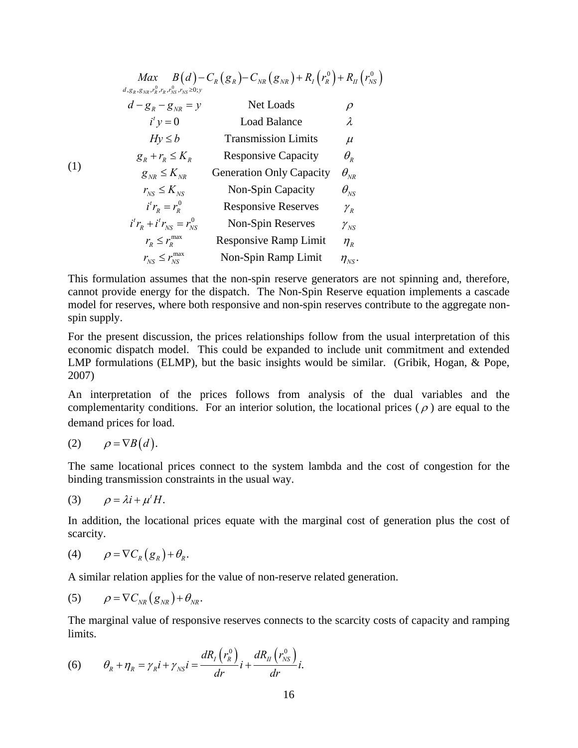$$
(1) \qquad
\begin{array}{lll}
\underset{d, g_R, g_{NR}, r_R^0, r_R, r_{NS}^0, r_{NS} \geq 0; y}{Max} & B(d) - C_R(g_R) - C_{NR}(g_{NR}) + R_I(r_R^0) + R_{II}(r_{NS}^0) & \\
d - g_R - g_{NR} = y & \text{Net Loads} & \rho \\
i^t y = 0 & \text{Load Balance} & \lambda \\
Hy \leq b & \text{Transmission Limits} & \mu \\
g_R + r_R \leq K_R & \text{Responsive Capacity} & \theta_R \\
g_{NR} \leq K_{NR} & \text{Generation Only Capacity} & \theta_{NR} \\
r_{NS} \leq K_{NS} & \text{Non-Spin Capacity} & \theta_{NS} \\
i^t r_R = r_R^0 & \text{Responsive Reserves} & \gamma_R \\
i^t r_R + i^t r_{NS} = r_{NS}^0 & \text{Non-Spin Reserves} & \gamma_{NS} \\
r_R \leq r_R^{\max} & \text{Responsive Ramp Limit} & \eta_R \\
r_{NS} \leq r_{NS}^{\max} & \text{Non-Spin Ramp Limit} & \eta_{NS}.
\end{array}
$$

This formulation assumes that the non-spin reserve generators are not spinning and, therefore, cannot provide energy for the dispatch. The Non-Spin Reserve equation implements a cascade model for reserves, where both responsive and non-spin reserves contribute to the aggregate non-spin supply.

For the present discussion, the prices relationships follow from the usual interpretation of this economic dispatch model. This could be expanded to include unit commitment and extended LMP formulations (ELMP), but the basic insights would be similar. (Gribik, Hogan, & Pope, 2007)

An interpretation of the prices follows from analysis of the dual variables and the complementarity conditions. For an interior solution, the locational prices ($\rho$) are equal to the demand prices for load.

$$(2) \qquad \rho = \nabla B(d).$$

The same locational prices connect to the system lambda and the cost of congestion for the binding transmission constraints in the usual way.

$$(3) \qquad \rho = \lambda i + \mu^t H.$$

In addition, the locational prices equate with the marginal cost of generation plus the cost of scarcity.

$$(4) \qquad \rho = \nabla C_R(g_R) + \theta_R.$$

A similar relation applies for the value of non-reserve related generation.

$$(5) \qquad \rho = \nabla C_{NR}(g_{NR}) + \theta_{NR}.$$

The marginal value of responsive reserves connects to the scarcity costs of capacity and ramping limits.

$$(6) \qquad \theta_R + \eta_R = \gamma_R i + \gamma_{NS} i = \frac{dR_I(r_R^0)}{dr} i + \frac{dR_{II}(r_{NS}^0)}{dr} i.$$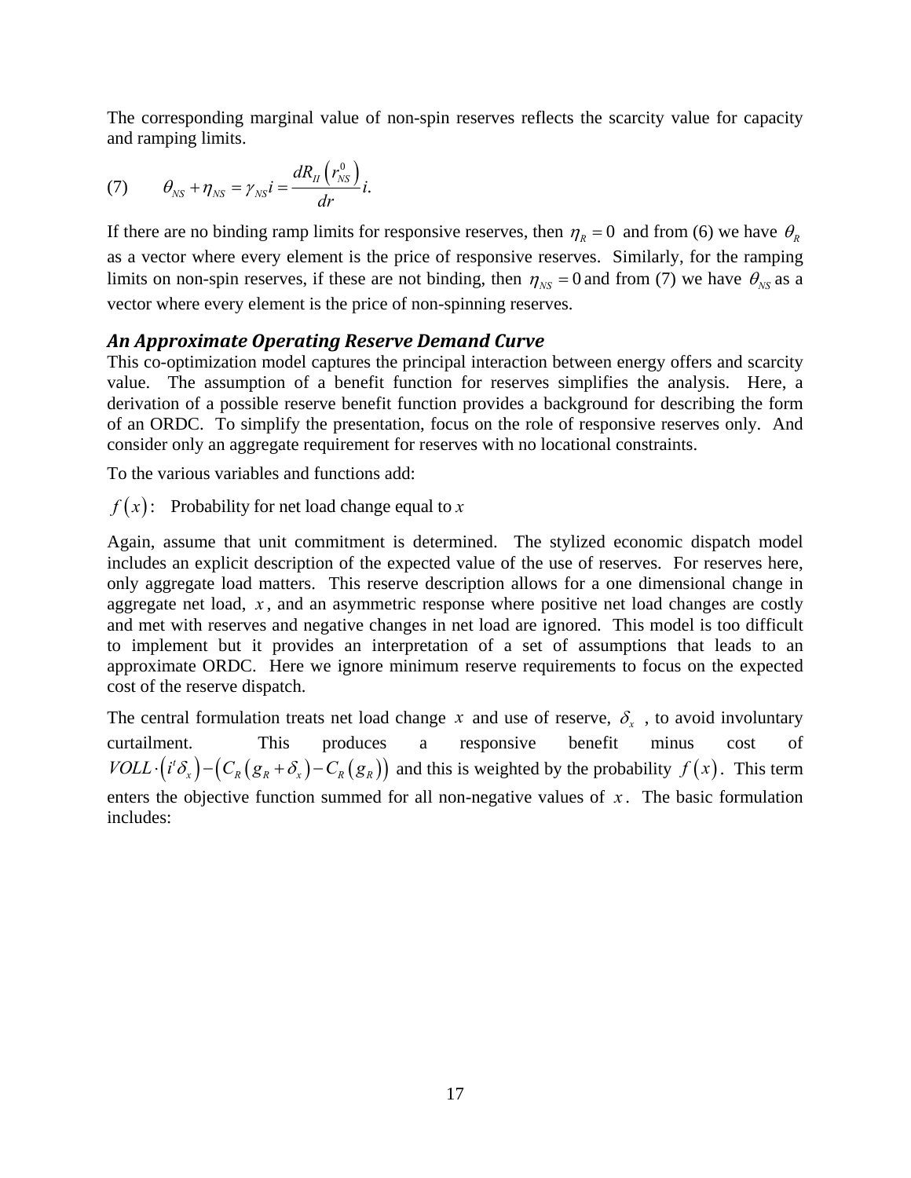The corresponding marginal value of non-spin reserves reflects the scarcity value for capacity and ramping limits.

$$(7) \qquad \theta_{NS} + \eta_{NS} = \gamma_{NS} i = \frac{dR_{II}\left(r_{NS}^{0}\right)}{dr} i.$$

If there are no binding ramp limits for responsive reserves, then $\eta_R = 0$ and from (6) we have $\theta_R$ as a vector where every element is the price of responsive reserves. Similarly, for the ramping limits on non-spin reserves, if these are not binding, then $\eta_{NS} = 0$ and from (7) we have $\theta_{NS}$ as a vector where every element is the price of non-spinning reserves.

### *An Approximate Operating Reserve Demand Curve*

This co-optimization model captures the principal interaction between energy offers and scarcity value. The assumption of a benefit function for reserves simplifies the analysis. Here, a derivation of a possible reserve benefit function provides a background for describing the form of an ORDC. To simplify the presentation, focus on the role of responsive reserves only. And consider only an aggregate requirement for reserves with no locational constraints.

To the various variables and functions add:

$f(x)$: Probability for net load change equal to $x$

Again, assume that unit commitment is determined. The stylized economic dispatch model includes an explicit description of the expected value of the use of reserves. For reserves here, only aggregate load matters. This reserve description allows for a one dimensional change in aggregate net load, $x$, and an asymmetric response where positive net load changes are costly and met with reserves and negative changes in net load are ignored. This model is too difficult to implement but it provides an interpretation of a set of assumptions that leads to an approximate ORDC. Here we ignore minimum reserve requirements to focus on the expected cost of the reserve dispatch.

The central formulation treats net load change $x$ and use of reserve, $\delta_x$, to avoid involuntary curtailment. This produces a responsive benefit minus cost of $VOLL \cdot \left(i^t \delta_x\right) - \left(C_R\left(g_R + \delta_x\right) - C_R\left(g_R\right)\right)$ and this is weighted by the probability $f(x)$. This term enters the objective function summed for all non-negative values of $x$. The basic formulation includes: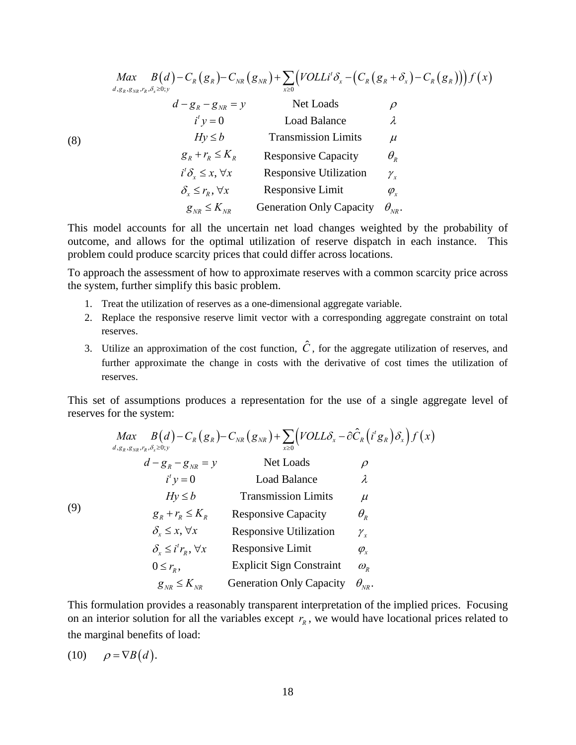$$
(8) \qquad \begin{array}{lll}
\underset{d,g_R,g_{NR},r_R,\delta_x \geq 0;y}{Max} \; B(d) - C_R(g_R) - C_{NR}(g_{NR}) + \sum_{x \geq 0} \left( VOLL i^t \delta_x - \left( C_R(g_R + \delta_x) - C_R(g_R) \right) \right) f(x) & & \\
d - g_R - g_{NR} = y & \text{Net Loads} & \rho \\
i^t y = 0 & \text{Load Balance} & \lambda \\
Hy \leq b & \text{Transmission Limits} & \mu \\
g_R + r_R \leq K_R & \text{Responsive Capacity} & \theta_R \\
i^t \delta_x \leq x, \forall x & \text{Responsive Utilization} & \gamma_x \\
\delta_x \leq r_R, \forall x & \text{Responsive Limit} & \varphi_x \\
g_{NR} \leq K_{NR} & \text{Generation Only Capacity} & \theta_{NR}.
\end{array}
$$

This model accounts for all the uncertain net load changes weighted by the probability of outcome, and allows for the optimal utilization of reserve dispatch in each instance. This problem could produce scarcity prices that could differ across locations.

To approach the assessment of how to approximate reserves with a common scarcity price across the system, further simplify this basic problem.

1. Treat the utilization of reserves as a one-dimensional aggregate variable.
2. Replace the responsive reserve limit vector with a corresponding aggregate constraint on total reserves.
3. Utilize an approximation of the cost function, $\hat{C}$, for the aggregate utilization of reserves, and further approximate the change in costs with the derivative of cost times the utilization of reserves.

This set of assumptions produces a representation for the use of a single aggregate level of reserves for the system:

$$
(9) \qquad \begin{array}{lll}
\underset{d,g_R,g_{NR},r_R,\delta_x \geq 0;y}{Max} \; B(d) - C_R(g_R) - C_{NR}(g_{NR}) + \sum_{x \geq 0} \left( VOLL \delta_x - \partial \hat{C}_R\left( i^t g_R \right) \delta_x \right) f(x) & & \\
d - g_R - g_{NR} = y & \text{Net Loads} & \rho \\
i^t y = 0 & \text{Load Balance} & \lambda \\
Hy \leq b & \text{Transmission Limits} & \mu \\
g_R + r_R \leq K_R & \text{Responsive Capacity} & \theta_R \\
\delta_x \leq x, \forall x & \text{Responsive Utilization} & \gamma_x \\
\delta_x \leq i^t r_R, \forall x & \text{Responsive Limit} & \varphi_x \\
0 \leq r_R, & \text{Explicit Sign Constraint} & \omega_R \\
g_{NR} \leq K_{NR} & \text{Generation Only Capacity} & \theta_{NR}.
\end{array}
$$

This formulation provides a reasonably transparent interpretation of the implied prices. Focusing on an interior solution for all the variables except $r_R$, we would have locational prices related to the marginal benefits of load:

$$
(10) \qquad \rho = \nabla B(d).
$$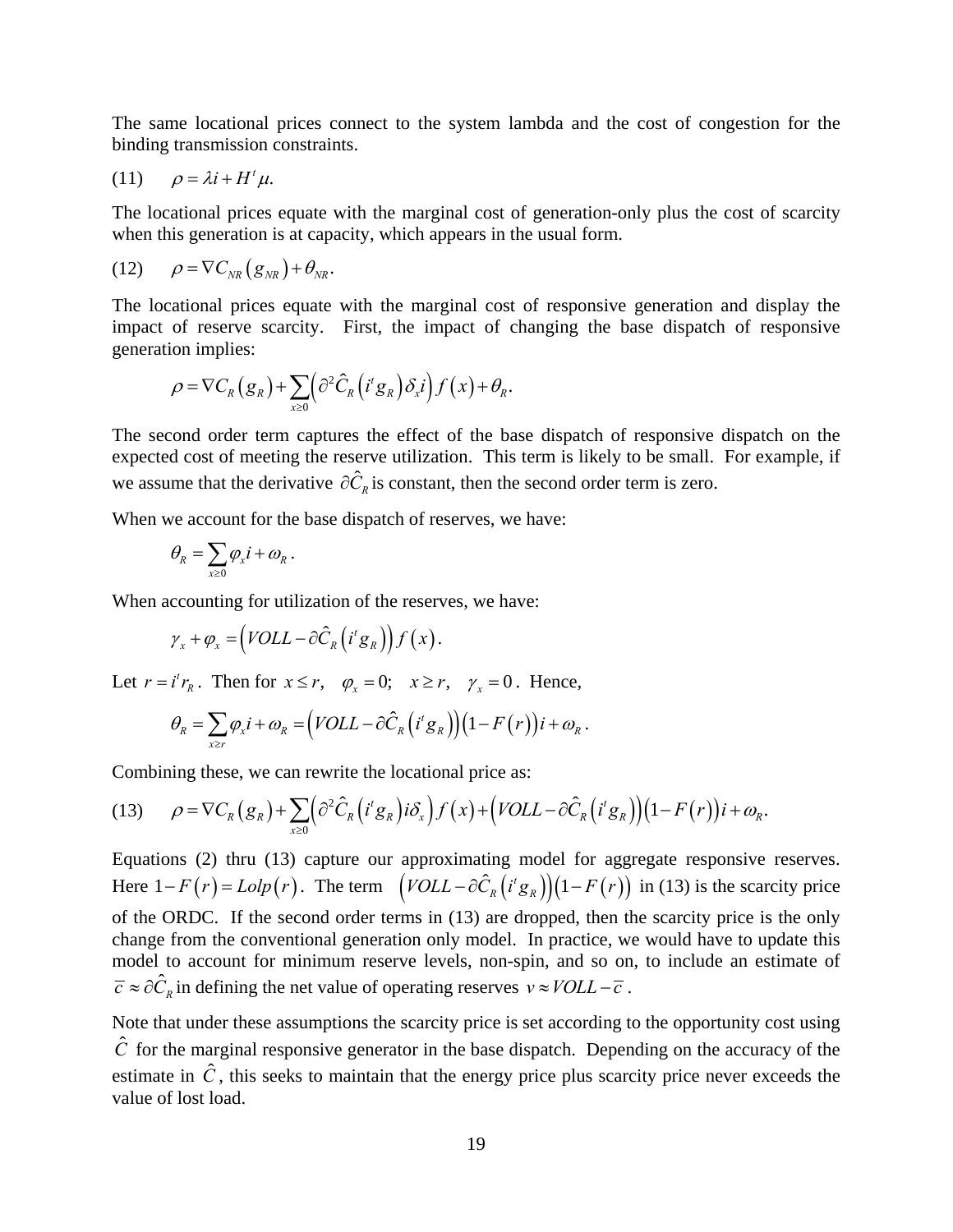The same locational prices connect to the system lambda and the cost of congestion for the binding transmission constraints.

$$(11) \qquad \rho = \lambda i + H^t \mu.$$

The locational prices equate with the marginal cost of generation-only plus the cost of scarcity when this generation is at capacity, which appears in the usual form.

$$(12) \qquad \rho = \nabla C_{NR}\left(g_{NR}\right) + \theta_{NR}.$$

The locational prices equate with the marginal cost of responsive generation and display the impact of reserve scarcity. First, the impact of changing the base dispatch of responsive generation implies:

$$\rho = \nabla C_R\left(g_R\right) + \sum_{x \geq 0}\left(\partial^2 \hat{C}_R\left(i^t g_R\right)\delta_x i\right) f\left(x\right) + \theta_R.$$

The second order term captures the effect of the base dispatch of responsive dispatch on the expected cost of meeting the reserve utilization. This term is likely to be small. For example, if we assume that the derivative $\partial \hat{C}_R$ is constant, then the second order term is zero.

When we account for the base dispatch of reserves, we have:

$$\theta_R = \sum_{x \geq 0} \varphi_x i + \omega_R .$$

When accounting for utilization of the reserves, we have:

$$\gamma_x + \varphi_x = \left(VOLL - \partial \hat{C}_R\left(i^t g_R\right)\right) f\left(x\right).$$

Let $r = i^t r_R$. Then for $x \leq r, \quad \varphi_x = 0; \quad x \geq r, \quad \gamma_x = 0$. Hence,

$$\theta_R = \sum_{x \geq r} \varphi_x i + \omega_R = \left(VOLL - \partial \hat{C}_R\left(i^t g_R\right)\right)\left(1 - F\left(r\right)\right) i + \omega_R .$$

Combining these, we can rewrite the locational price as:

$$(13) \qquad \rho = \nabla C_R\left(g_R\right) + \sum_{x \geq 0}\left(\partial^2 \hat{C}_R\left(i^t g_R\right) i \delta_x\right) f\left(x\right) + \left(VOLL - \partial \hat{C}_R\left(i^t g_R\right)\right)\left(1 - F\left(r\right)\right) i + \omega_R.$$

Equations (2) thru (13) capture our approximating model for aggregate responsive reserves. Here $1 - F\left(r\right) = Lolp\left(r\right)$. The term $\left(VOLL - \partial \hat{C}_R\left(i^t g_R\right)\right)\left(1 - F\left(r\right)\right)$ in (13) is the scarcity price of the ORDC. If the second order terms in (13) are dropped, then the scarcity price is the only change from the conventional generation only model. In practice, we would have to update this model to account for minimum reserve levels, non-spin, and so on, to include an estimate of $\bar{c} \approx \partial \hat{C}_R$ in defining the net value of operating reserves $v \approx VOLL - \bar{c}$.

Note that under these assumptions the scarcity price is set according to the opportunity cost using $\hat{C}$ for the marginal responsive generator in the base dispatch. Depending on the accuracy of the estimate in $\hat{C}$, this seeks to maintain that the energy price plus scarcity price never exceeds the value of lost load.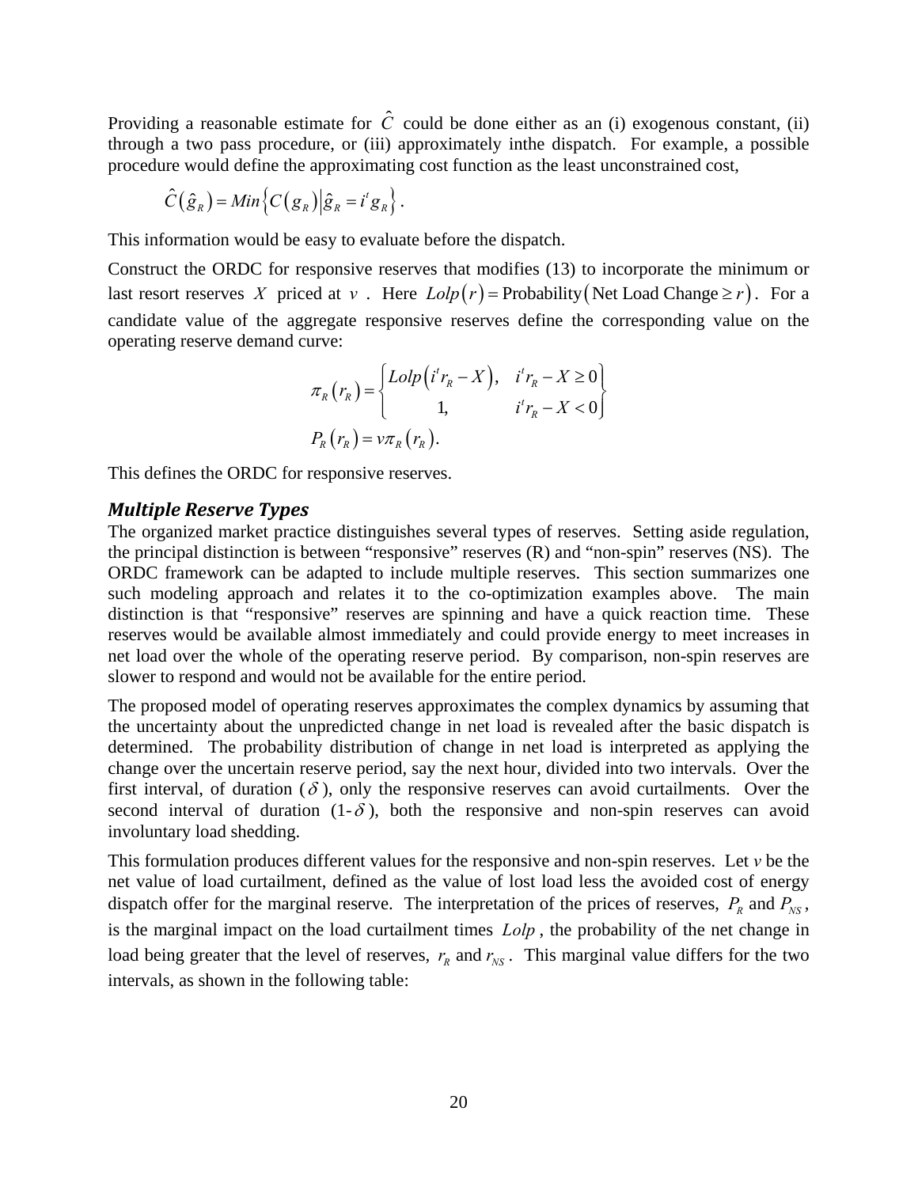Providing a reasonable estimate for $\hat{C}$ could be done either as an (i) exogenous constant, (ii) through a two pass procedure, or (iii) approximately inthe dispatch. For example, a possible procedure would define the approximating cost function as the least unconstrained cost,

$$\hat{C}(\hat{g}_R) = Min\left\{C(g_R)\middle|\hat{g}_R = i^t g_R\right\}.$$

This information would be easy to evaluate before the dispatch.

Construct the ORDC for responsive reserves that modifies (13) to incorporate the minimum or last resort reserves $X$ priced at $v$. Here $Lolp(r) = \text{Probability}(\text{Net Load Change} \geq r)$. For a candidate value of the aggregate responsive reserves define the corresponding value on the operating reserve demand curve:

$$\pi_R(r_R) = \left\{\begin{matrix} Lolp(i^t r_R - X), & i^t r_R - X \geq 0 \\ 1, & i^t r_R - X < 0 \end{matrix}\right\}$$

$$P_R(r_R) = v\pi_R(r_R).$$

This defines the ORDC for responsive reserves.

### *Multiple Reserve Types*

The organized market practice distinguishes several types of reserves. Setting aside regulation, the principal distinction is between "responsive" reserves (R) and "non-spin" reserves (NS). The ORDC framework can be adapted to include multiple reserves. This section summarizes one such modeling approach and relates it to the co-optimization examples above. The main distinction is that "responsive" reserves are spinning and have a quick reaction time. These reserves would be available almost immediately and could provide energy to meet increases in net load over the whole of the operating reserve period. By comparison, non-spin reserves are slower to respond and would not be available for the entire period.

The proposed model of operating reserves approximates the complex dynamics by assuming that the uncertainty about the unpredicted change in net load is revealed after the basic dispatch is determined. The probability distribution of change in net load is interpreted as applying the change over the uncertain reserve period, say the next hour, divided into two intervals. Over the first interval, of duration ($\delta$), only the responsive reserves can avoid curtailments. Over the second interval of duration (1-$\delta$), both the responsive and non-spin reserves can avoid involuntary load shedding.

This formulation produces different values for the responsive and non-spin reserves. Let *v* be the net value of load curtailment, defined as the value of lost load less the avoided cost of energy dispatch offer for the marginal reserve. The interpretation of the prices of reserves, $P_R$ and $P_{NS}$, is the marginal impact on the load curtailment times $Lolp$, the probability of the net change in load being greater that the level of reserves, $r_R$ and $r_{NS}$. This marginal value differs for the two intervals, as shown in the following table: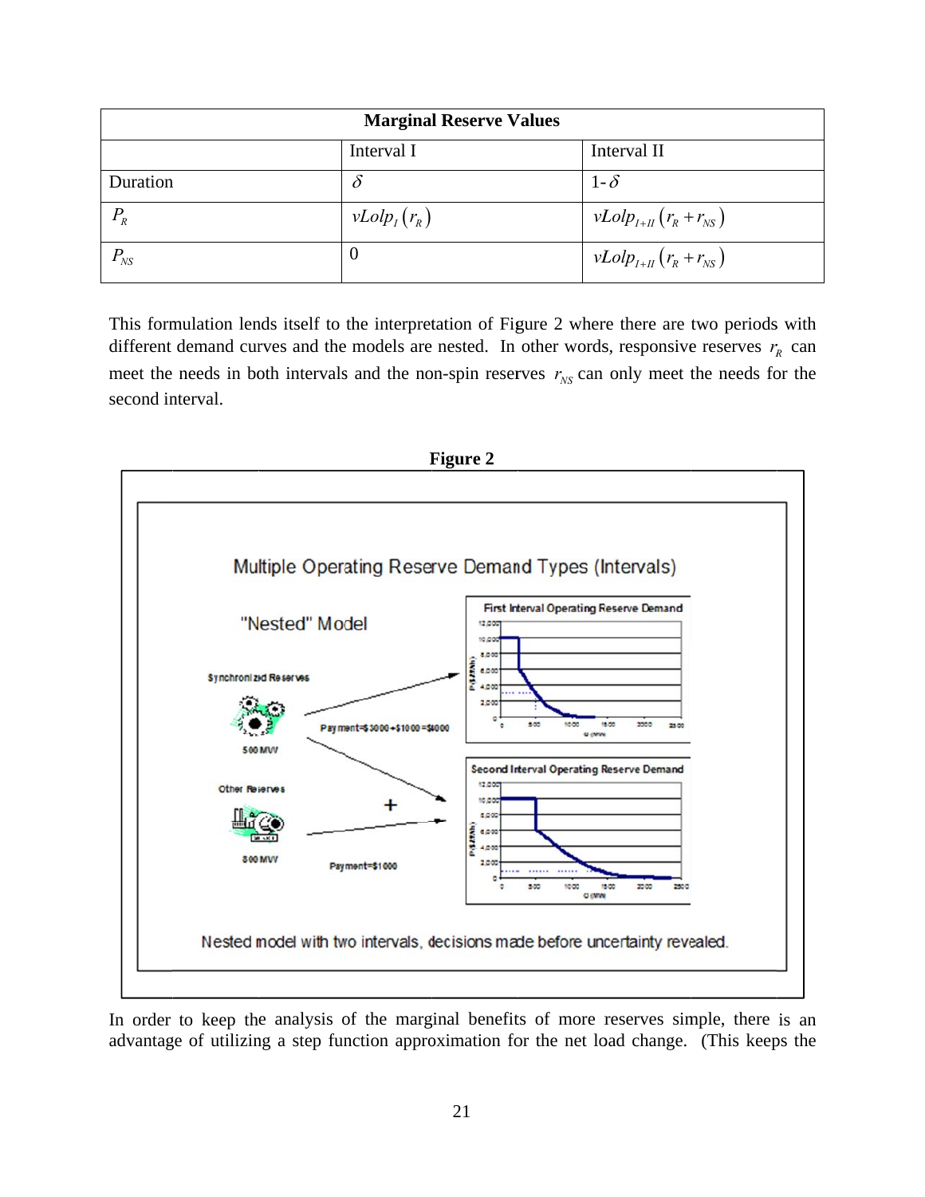| Marginal Reserve Values | | |
|---|---|---|
| | Interval I | Interval II |
| Duration | $\delta$ | 1-$\delta$ |
| $P_R$ | $vLolp_I\left(r_R\right)$ | $vLolp_{I+II}\left(r_R + r_{NS}\right)$ |
| $P_{NS}$ | 0 | $vLolp_{I+II}\left(r_R + r_{NS}\right)$ |

This formulation lends itself to the interpretation of Figure 2 where there are two periods with different demand curves and the models are nested. In other words, responsive reserves $r_R$ can meet the needs in both intervals and the non-spin reserves $r_{NS}$ can only meet the needs for the second interval.

**Figure 2**

Multiple Operating Reserve Demand Types (Intervals)

"Nested" Model

Synchronized Reserves — 500 MW — Payment=$3000+$1000=$4000

Other Reserves — 800 MW — Payment=$1000

First Interval Operating Reserve Demand

Second Interval Operating Reserve Demand

Nested model with two intervals, decisions made before uncertainty revealed.

In order to keep the analysis of the marginal benefits of more reserves simple, there is an advantage of utilizing a step function approximation for the net load change. (This keeps the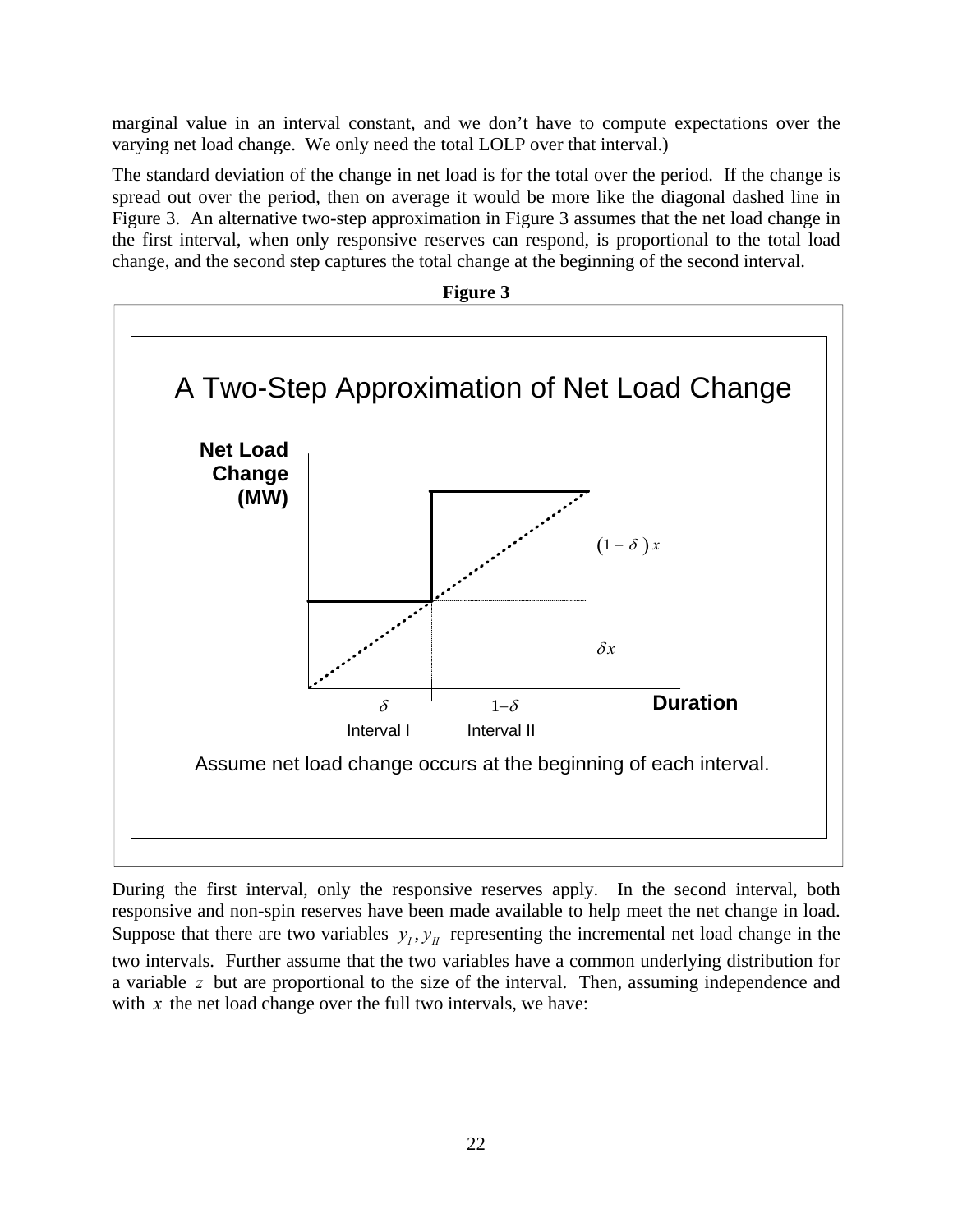marginal value in an interval constant, and we don't have to compute expectations over the varying net load change. We only need the total LOLP over that interval.)

The standard deviation of the change in net load is for the total over the period. If the change is spread out over the period, then on average it would be more like the diagonal dashed line in Figure 3. An alternative two-step approximation in Figure 3 assumes that the net load change in the first interval, when only responsive reserves can respond, is proportional to the total load change, and the second step captures the total change at the beginning of the second interval.

**Figure 3**

A Two-Step Approximation of Net Load Change

Net Load Change (MW)

$(1-\delta)x$

$\delta x$

$\delta$ Interval I

$1-\delta$ Interval II

Duration

Assume net load change occurs at the beginning of each interval.

During the first interval, only the responsive reserves apply. In the second interval, both responsive and non-spin reserves have been made available to help meet the net change in load. Suppose that there are two variables $y_I, y_{II}$ representing the incremental net load change in the two intervals. Further assume that the two variables have a common underlying distribution for a variable $z$ but are proportional to the size of the interval. Then, assuming independence and with $x$ the net load change over the full two intervals, we have: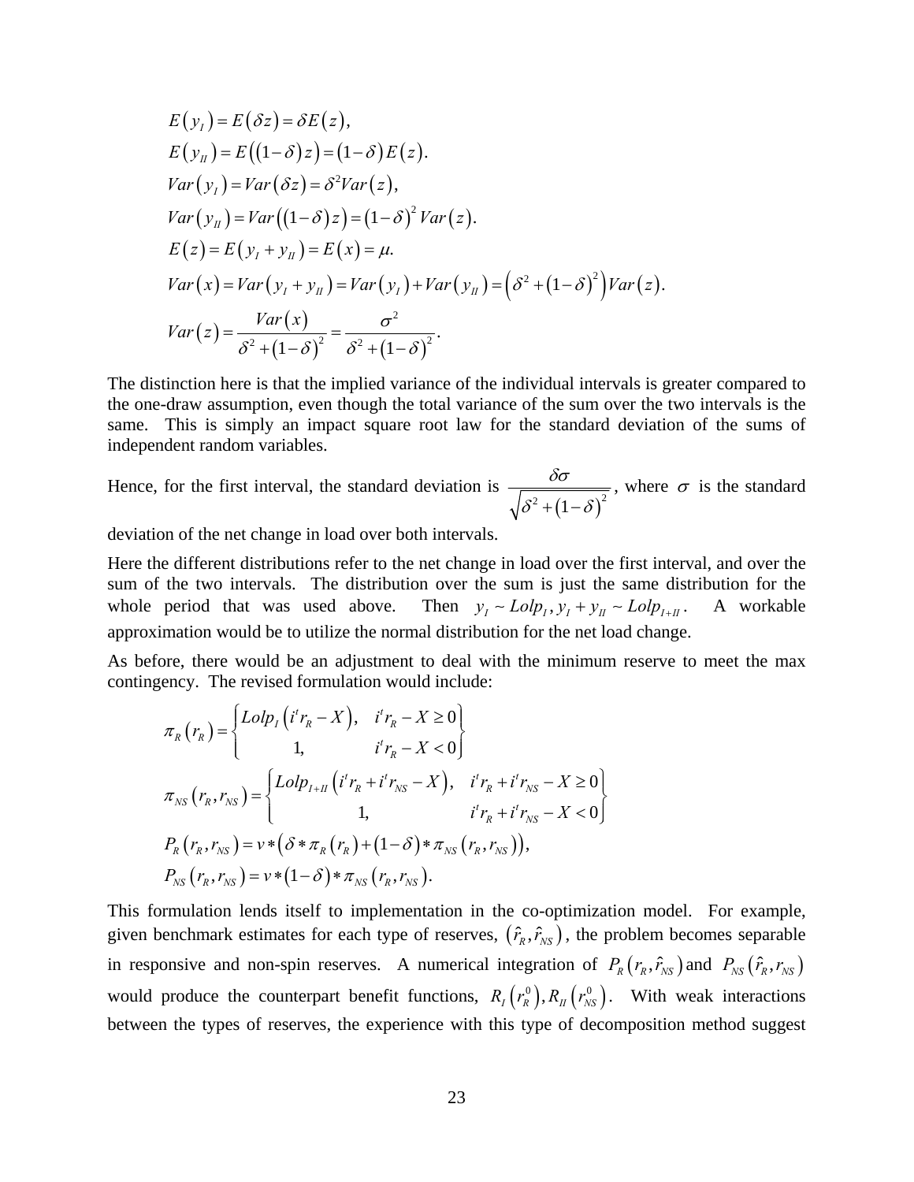$$
\begin{aligned}
&E(y_I) = E(\delta z) = \delta E(z), \\
&E(y_{II}) = E((1-\delta)z) = (1-\delta)E(z). \\
&Var(y_I) = Var(\delta z) = \delta^2 Var(z), \\
&Var(y_{II}) = Var((1-\delta)z) = (1-\delta)^2 Var(z). \\
&E(z) = E(y_I + y_{II}) = E(x) = \mu. \\
&Var(x) = Var(y_I + y_{II}) = Var(y_I) + Var(y_{II}) = \left(\delta^2 + (1-\delta)^2\right) Var(z). \\
&Var(z) = \frac{Var(x)}{\delta^2 + (1-\delta)^2} = \frac{\sigma^2}{\delta^2 + (1-\delta)^2}.
\end{aligned}
$$

The distinction here is that the implied variance of the individual intervals is greater compared to the one-draw assumption, even though the total variance of the sum over the two intervals is the same. This is simply an impact square root law for the standard deviation of the sums of independent random variables.

Hence, for the first interval, the standard deviation is $\frac{\delta\sigma}{\sqrt{\delta^2 + (1-\delta)^2}}$, where $\sigma$ is the standard deviation of the net change in load over both intervals.

Here the different distributions refer to the net change in load over the first interval, and over the sum of the two intervals. The distribution over the sum is just the same distribution for the whole period that was used above. Then $y_I \sim Lolp_I, y_I + y_{II} \sim Lolp_{I+II}$. A workable approximation would be to utilize the normal distribution for the net load change.

As before, there would be an adjustment to deal with the minimum reserve to meet the max contingency. The revised formulation would include:

$$
\begin{aligned}
&\pi_R(r_R) = \begin{cases} Lolp_I\left(i^t r_R - X\right), & i^t r_R - X \geq 0 \\ 1, & i^t r_R - X < 0 \end{cases} \\
&\pi_{NS}(r_R, r_{NS}) = \begin{cases} Lolp_{I+II}\left(i^t r_R + i^t r_{NS} - X\right), & i^t r_R + i^t r_{NS} - X \geq 0 \\ 1, & i^t r_R + i^t r_{NS} - X < 0 \end{cases} \\
&P_R(r_R, r_{NS}) = v * \left(\delta * \pi_R(r_R) + (1-\delta) * \pi_{NS}(r_R, r_{NS})\right), \\
&P_{NS}(r_R, r_{NS}) = v * (1-\delta) * \pi_{NS}(r_R, r_{NS}).
\end{aligned}
$$

This formulation lends itself to implementation in the co-optimization model. For example, given benchmark estimates for each type of reserves, $(\hat{r}_R, \hat{r}_{NS})$, the problem becomes separable in responsive and non-spin reserves. A numerical integration of $P_R(r_R, \hat{r}_{NS})$ and $P_{NS}(\hat{r}_R, r_{NS})$ would produce the counterpart benefit functions, $R_I(r_R^0), R_{II}(r_{NS}^0)$. With weak interactions between the types of reserves, the experience with this type of decomposition method suggest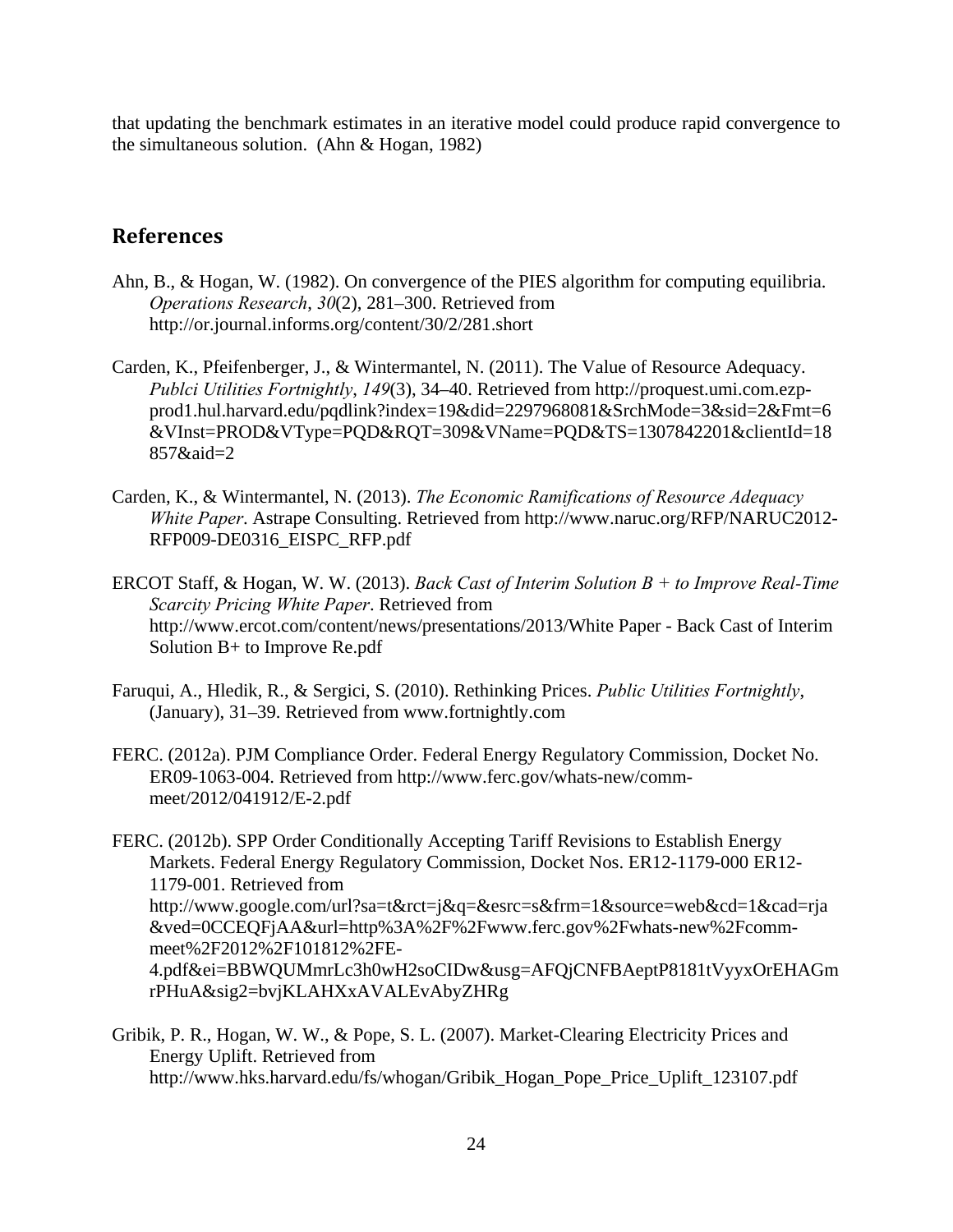that updating the benchmark estimates in an iterative model could produce rapid convergence to the simultaneous solution. (Ahn & Hogan, 1982)

## References

Ahn, B., & Hogan, W. (1982). On convergence of the PIES algorithm for computing equilibria. *Operations Research*, *30*(2), 281–300. Retrieved from http://or.journal.informs.org/content/30/2/281.short

Carden, K., Pfeifenberger, J., & Wintermantel, N. (2011). The Value of Resource Adequacy. *Publci Utilities Fortnightly*, *149*(3), 34–40. Retrieved from http://proquest.umi.com.ezp-prod1.hul.harvard.edu/pqdlink?index=19&did=2297968081&SrchMode=3&sid=2&Fmt=6&VInst=PROD&VType=PQD&RQT=309&VName=PQD&TS=1307842201&clientId=18857&aid=2

Carden, K., & Wintermantel, N. (2013). *The Economic Ramifications of Resource Adequacy White Paper*. Astrape Consulting. Retrieved from http://www.naruc.org/RFP/NARUC2012-RFP009-DE0316_EISPC_RFP.pdf

ERCOT Staff, & Hogan, W. W. (2013). *Back Cast of Interim Solution B + to Improve Real-Time Scarcity Pricing White Paper*. Retrieved from http://www.ercot.com/content/news/presentations/2013/White Paper - Back Cast of Interim Solution B+ to Improve Re.pdf

Faruqui, A., Hledik, R., & Sergici, S. (2010). Rethinking Prices. *Public Utilities Fortnightly*, (January), 31–39. Retrieved from www.fortnightly.com

FERC. (2012a). PJM Compliance Order. Federal Energy Regulatory Commission, Docket No. ER09-1063-004. Retrieved from http://www.ferc.gov/whats-new/comm-meet/2012/041912/E-2.pdf

FERC. (2012b). SPP Order Conditionally Accepting Tariff Revisions to Establish Energy Markets. Federal Energy Regulatory Commission, Docket Nos. ER12-1179-000 ER12-1179-001. Retrieved from http://www.google.com/url?sa=t&rct=j&q=&esrc=s&frm=1&source=web&cd=1&cad=rja&ved=0CCEQFjAA&url=http%3A%2F%2Fwww.ferc.gov%2Fwhats-new%2Fcomm-meet%2F2012%2F101812%2FE-4.pdf&ei=BBWQUMmrLc3h0wH2soCIDw&usg=AFQjCNFBAeptP8181tVyyxOrEHAGmrPHuA&sig2=bvjKLAHXxAVALEvAbyZHRg

Gribik, P. R., Hogan, W. W., & Pope, S. L. (2007). Market-Clearing Electricity Prices and Energy Uplift. Retrieved from http://www.hks.harvard.edu/fs/whogan/Gribik_Hogan_Pope_Price_Uplift_123107.pdf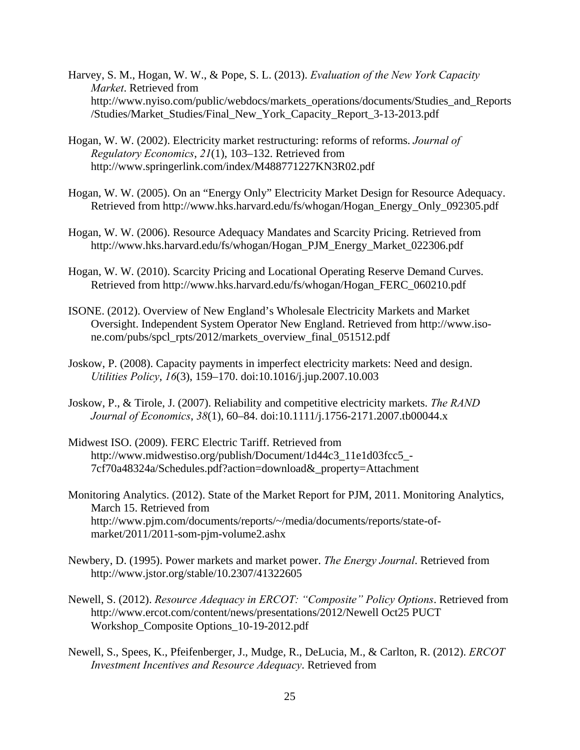Harvey, S. M., Hogan, W. W., & Pope, S. L. (2013). *Evaluation of the New York Capacity Market*. Retrieved from http://www.nyiso.com/public/webdocs/markets_operations/documents/Studies_and_Reports/Studies/Market_Studies/Final_New_York_Capacity_Report_3-13-2013.pdf

Hogan, W. W. (2002). Electricity market restructuring: reforms of reforms. *Journal of Regulatory Economics*, *21*(1), 103–132. Retrieved from http://www.springerlink.com/index/M488771227KN3R02.pdf

Hogan, W. W. (2005). On an "Energy Only" Electricity Market Design for Resource Adequacy. Retrieved from http://www.hks.harvard.edu/fs/whogan/Hogan_Energy_Only_092305.pdf

Hogan, W. W. (2006). Resource Adequacy Mandates and Scarcity Pricing. Retrieved from http://www.hks.harvard.edu/fs/whogan/Hogan_PJM_Energy_Market_022306.pdf

Hogan, W. W. (2010). Scarcity Pricing and Locational Operating Reserve Demand Curves. Retrieved from http://www.hks.harvard.edu/fs/whogan/Hogan_FERC_060210.pdf

ISONE. (2012). Overview of New England's Wholesale Electricity Markets and Market Oversight. Independent System Operator New England. Retrieved from http://www.iso-ne.com/pubs/spcl_rpts/2012/markets_overview_final_051512.pdf

Joskow, P. (2008). Capacity payments in imperfect electricity markets: Need and design. *Utilities Policy*, *16*(3), 159–170. doi:10.1016/j.jup.2007.10.003

Joskow, P., & Tirole, J. (2007). Reliability and competitive electricity markets. *The RAND Journal of Economics*, *38*(1), 60–84. doi:10.1111/j.1756-2171.2007.tb00044.x

Midwest ISO. (2009). FERC Electric Tariff. Retrieved from http://www.midwestiso.org/publish/Document/1d44c3_11e1d03fcc5_-7cf70a48324a/Schedules.pdf?action=download&_property=Attachment

Monitoring Analytics. (2012). State of the Market Report for PJM, 2011. Monitoring Analytics, March 15. Retrieved from http://www.pjm.com/documents/reports/~/media/documents/reports/state-of-market/2011/2011-som-pjm-volume2.ashx

Newbery, D. (1995). Power markets and market power. *The Energy Journal*. Retrieved from http://www.jstor.org/stable/10.2307/41322605

Newell, S. (2012). *Resource Adequacy in ERCOT: "Composite" Policy Options*. Retrieved from http://www.ercot.com/content/news/presentations/2012/Newell Oct25 PUCT Workshop_Composite Options_10-19-2012.pdf

Newell, S., Spees, K., Pfeifenberger, J., Mudge, R., DeLucia, M., & Carlton, R. (2012). *ERCOT Investment Incentives and Resource Adequacy*. Retrieved from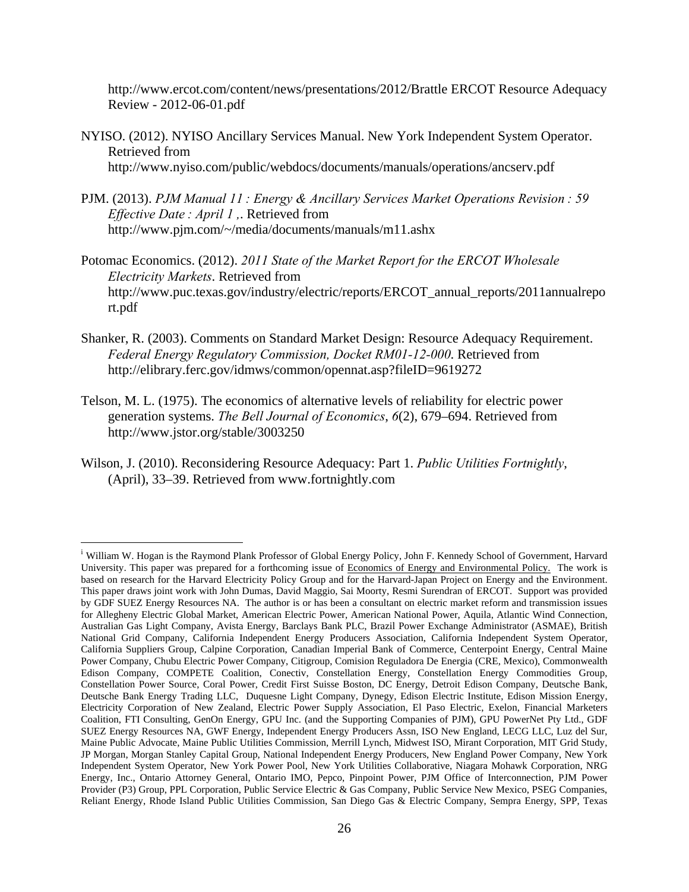http://www.ercot.com/content/news/presentations/2012/Brattle ERCOT Resource Adequacy Review - 2012-06-01.pdf

NYISO. (2012). NYISO Ancillary Services Manual. New York Independent System Operator. Retrieved from http://www.nyiso.com/public/webdocs/documents/manuals/operations/ancserv.pdf

PJM. (2013). *PJM Manual 11 : Energy & Ancillary Services Market Operations Revision : 59 Effective Date : April 1 ,*. Retrieved from http://www.pjm.com/~/media/documents/manuals/m11.ashx

Potomac Economics. (2012). *2011 State of the Market Report for the ERCOT Wholesale Electricity Markets*. Retrieved from http://www.puc.texas.gov/industry/electric/reports/ERCOT_annual_reports/2011annualreport.pdf

Shanker, R. (2003). Comments on Standard Market Design: Resource Adequacy Requirement. *Federal Energy Regulatory Commission, Docket RM01-12-000*. Retrieved from http://elibrary.ferc.gov/idmws/common/opennat.asp?fileID=9619272

Telson, M. L. (1975). The economics of alternative levels of reliability for electric power generation systems. *The Bell Journal of Economics*, *6*(2), 679–694. Retrieved from http://www.jstor.org/stable/3003250

Wilson, J. (2010). Reconsidering Resource Adequacy: Part 1. *Public Utilities Fortnightly*, (April), 33–39. Retrieved from www.fortnightly.com

---

[i] William W. Hogan is the Raymond Plank Professor of Global Energy Policy, John F. Kennedy School of Government, Harvard University. This paper was prepared for a forthcoming issue of Economics of Energy and Environmental Policy. The work is based on research for the Harvard Electricity Policy Group and for the Harvard-Japan Project on Energy and the Environment. This paper draws joint work with John Dumas, David Maggio, Sai Moorty, Resmi Surendran of ERCOT. Support was provided by GDF SUEZ Energy Resources NA. The author is or has been a consultant on electric market reform and transmission issues for Allegheny Electric Global Market, American Electric Power, American National Power, Aquila, Atlantic Wind Connection, Australian Gas Light Company, Avista Energy, Barclays Bank PLC, Brazil Power Exchange Administrator (ASMAE), British National Grid Company, California Independent Energy Producers Association, California Independent System Operator, California Suppliers Group, Calpine Corporation, Canadian Imperial Bank of Commerce, Centerpoint Energy, Central Maine Power Company, Chubu Electric Power Company, Citigroup, Comision Reguladora De Energia (CRE, Mexico), Commonwealth Edison Company, COMPETE Coalition, Conectiv, Constellation Energy, Constellation Energy Commodities Group, Constellation Power Source, Coral Power, Credit First Suisse Boston, DC Energy, Detroit Edison Company, Deutsche Bank, Deutsche Bank Energy Trading LLC, Duquesne Light Company, Dynegy, Edison Electric Institute, Edison Mission Energy, Electricity Corporation of New Zealand, Electric Power Supply Association, El Paso Electric, Exelon, Financial Marketers Coalition, FTI Consulting, GenOn Energy, GPU Inc. (and the Supporting Companies of PJM), GPU PowerNet Pty Ltd., GDF SUEZ Energy Resources NA, GWF Energy, Independent Energy Producers Assn, ISO New England, LECG LLC, Luz del Sur, Maine Public Advocate, Maine Public Utilities Commission, Merrill Lynch, Midwest ISO, Mirant Corporation, MIT Grid Study, JP Morgan, Morgan Stanley Capital Group, National Independent Energy Producers, New England Power Company, New York Independent System Operator, New York Power Pool, New York Utilities Collaborative, Niagara Mohawk Corporation, NRG Energy, Inc., Ontario Attorney General, Ontario IMO, Pepco, Pinpoint Power, PJM Office of Interconnection, PJM Power Provider (P3) Group, PPL Corporation, Public Service Electric & Gas Company, Public Service New Mexico, PSEG Companies, Reliant Energy, Rhode Island Public Utilities Commission, San Diego Gas & Electric Company, Sempra Energy, SPP, Texas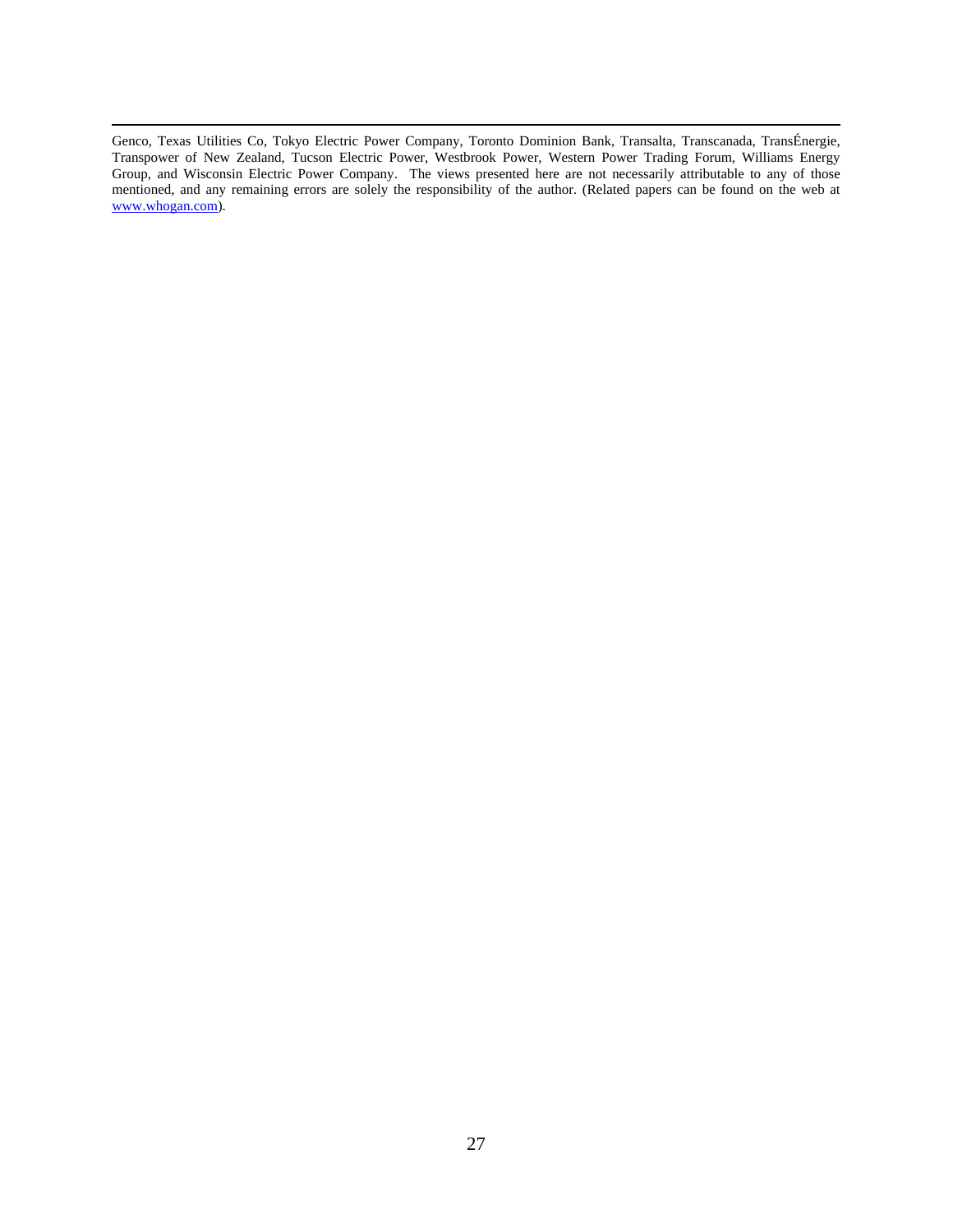Genco, Texas Utilities Co, Tokyo Electric Power Company, Toronto Dominion Bank, Transalta, Transcanada, TransÉnergie, Transpower of New Zealand, Tucson Electric Power, Westbrook Power, Western Power Trading Forum, Williams Energy Group, and Wisconsin Electric Power Company. The views presented here are not necessarily attributable to any of those mentioned, and any remaining errors are solely the responsibility of the author. (Related papers can be found on the web at www.whogan.com).